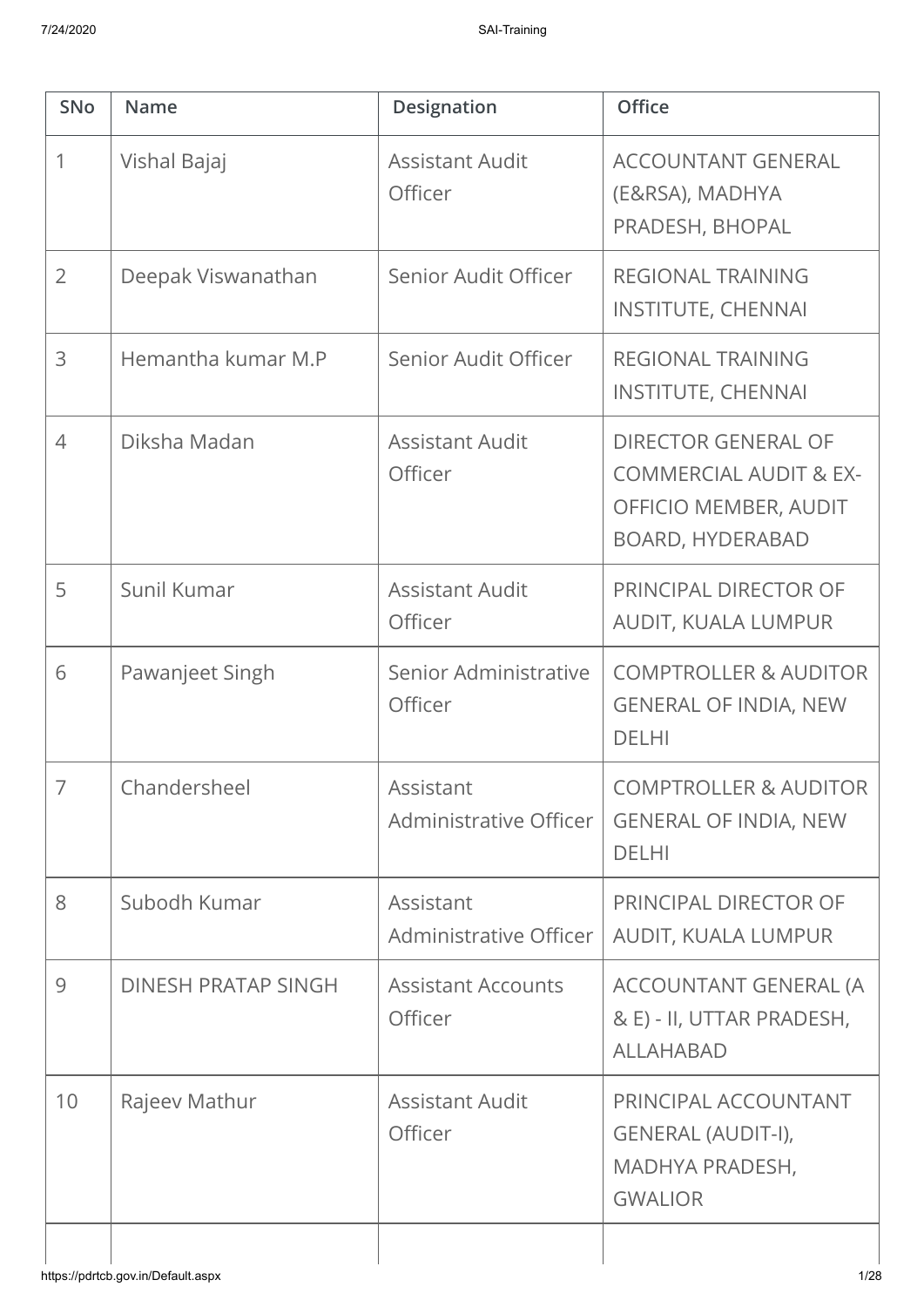| SNo | Name | Designation | Office |
|---|---|---|---|
| 1 | Vishal Bajaj | Assistant Audit Officer | ACCOUNTANT GENERAL (E&RSA), MADHYA PRADESH, BHOPAL |
| 2 | Deepak Viswanathan | Senior Audit Officer | REGIONAL TRAINING INSTITUTE, CHENNAI |
| 3 | Hemantha kumar M.P | Senior Audit Officer | REGIONAL TRAINING INSTITUTE, CHENNAI |
| 4 | Diksha Madan | Assistant Audit Officer | DIRECTOR GENERAL OF COMMERCIAL AUDIT & EX-OFFICIO MEMBER, AUDIT BOARD, HYDERABAD |
| 5 | Sunil Kumar | Assistant Audit Officer | PRINCIPAL DIRECTOR OF AUDIT, KUALA LUMPUR |
| 6 | Pawanjeet Singh | Senior Administrative Officer | COMPTROLLER & AUDITOR GENERAL OF INDIA, NEW DELHI |
| 7 | Chandersheel | Assistant Administrative Officer | COMPTROLLER & AUDITOR GENERAL OF INDIA, NEW DELHI |
| 8 | Subodh Kumar | Assistant Administrative Officer | PRINCIPAL DIRECTOR OF AUDIT, KUALA LUMPUR |
| 9 | DINESH PRATAP SINGH | Assistant Accounts Officer | ACCOUNTANT GENERAL (A & E) - II, UTTAR PRADESH, ALLAHABAD |
| 10 | Rajeev Mathur | Assistant Audit Officer | PRINCIPAL ACCOUNTANT GENERAL (AUDIT-I), MADHYA PRADESH, GWALIOR |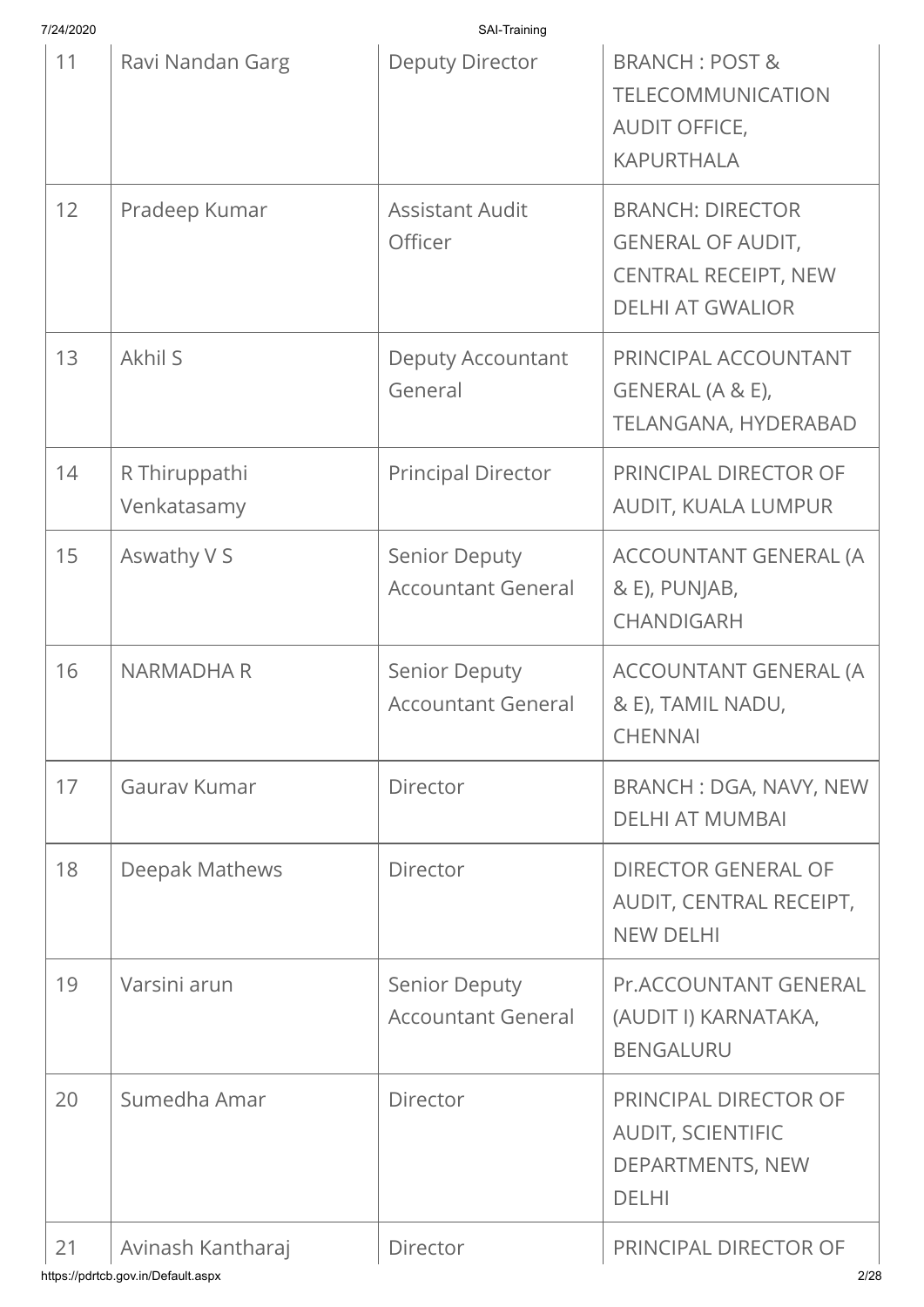| | | | |
|---|---|---|---|
| 11 | Ravi Nandan Garg | Deputy Director | BRANCH : POST & TELECOMMUNICATION AUDIT OFFICE, KAPURTHALA |
| 12 | Pradeep Kumar | Assistant Audit Officer | BRANCH: DIRECTOR GENERAL OF AUDIT, CENTRAL RECEIPT, NEW DELHI AT GWALIOR |
| 13 | Akhil S | Deputy Accountant General | PRINCIPAL ACCOUNTANT GENERAL (A & E), TELANGANA, HYDERABAD |
| 14 | R Thiruppathi Venkatasamy | Principal Director | PRINCIPAL DIRECTOR OF AUDIT, KUALA LUMPUR |
| 15 | Aswathy V S | Senior Deputy Accountant General | ACCOUNTANT GENERAL (A & E), PUNJAB, CHANDIGARH |
| 16 | NARMADHA R | Senior Deputy Accountant General | ACCOUNTANT GENERAL (A & E), TAMIL NADU, CHENNAI |
| 17 | Gaurav Kumar | Director | BRANCH : DGA, NAVY, NEW DELHI AT MUMBAI |
| 18 | Deepak Mathews | Director | DIRECTOR GENERAL OF AUDIT, CENTRAL RECEIPT, NEW DELHI |
| 19 | Varsini arun | Senior Deputy Accountant General | Pr.ACCOUNTANT GENERAL (AUDIT I) KARNATAKA, BENGALURU |
| 20 | Sumedha Amar | Director | PRINCIPAL DIRECTOR OF AUDIT, SCIENTIFIC DEPARTMENTS, NEW DELHI |
| 21 | Avinash Kantharaj | Director | PRINCIPAL DIRECTOR OF |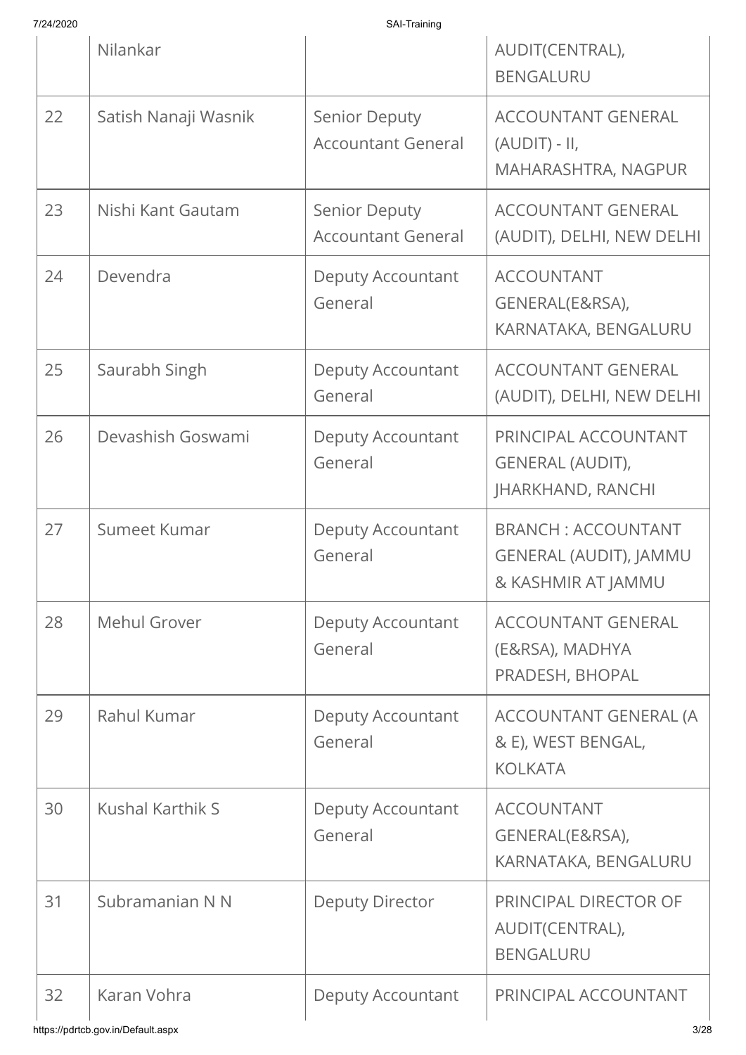|  | Nilankar |  | AUDIT(CENTRAL), BENGALURU |
|---|---|---|---|
| 22 | Satish Nanaji Wasnik | Senior Deputy Accountant General | ACCOUNTANT GENERAL (AUDIT) - II, MAHARASHTRA, NAGPUR |
| 23 | Nishi Kant Gautam | Senior Deputy Accountant General | ACCOUNTANT GENERAL (AUDIT), DELHI, NEW DELHI |
| 24 | Devendra | Deputy Accountant General | ACCOUNTANT GENERAL(E&RSA), KARNATAKA, BENGALURU |
| 25 | Saurabh Singh | Deputy Accountant General | ACCOUNTANT GENERAL (AUDIT), DELHI, NEW DELHI |
| 26 | Devashish Goswami | Deputy Accountant General | PRINCIPAL ACCOUNTANT GENERAL (AUDIT), JHARKHAND, RANCHI |
| 27 | Sumeet Kumar | Deputy Accountant General | BRANCH : ACCOUNTANT GENERAL (AUDIT), JAMMU & KASHMIR AT JAMMU |
| 28 | Mehul Grover | Deputy Accountant General | ACCOUNTANT GENERAL (E&RSA), MADHYA PRADESH, BHOPAL |
| 29 | Rahul Kumar | Deputy Accountant General | ACCOUNTANT GENERAL (A & E), WEST BENGAL, KOLKATA |
| 30 | Kushal Karthik S | Deputy Accountant General | ACCOUNTANT GENERAL(E&RSA), KARNATAKA, BENGALURU |
| 31 | Subramanian N N | Deputy Director | PRINCIPAL DIRECTOR OF AUDIT(CENTRAL), BENGALURU |
| 32 | Karan Vohra | Deputy Accountant | PRINCIPAL ACCOUNTANT |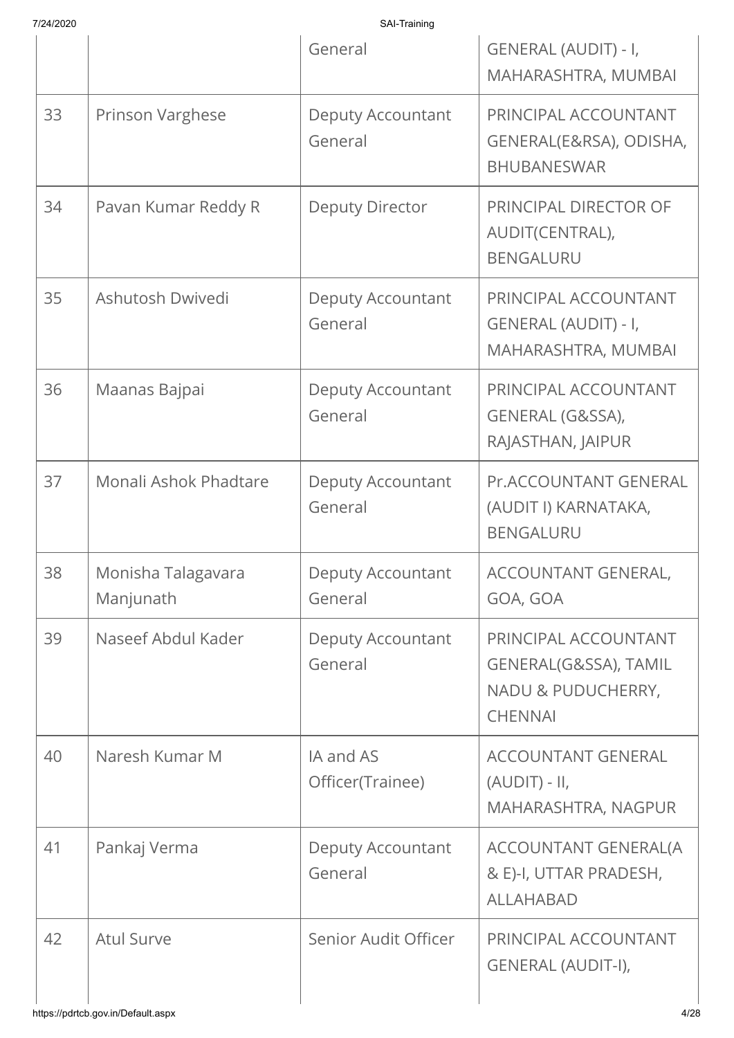| | | General | GENERAL (AUDIT) - I, MAHARASHTRA, MUMBAI |
|---|---|---|---|
| 33 | Prinson Varghese | Deputy Accountant General | PRINCIPAL ACCOUNTANT GENERAL(E&RSA), ODISHA, BHUBANESWAR |
| 34 | Pavan Kumar Reddy R | Deputy Director | PRINCIPAL DIRECTOR OF AUDIT(CENTRAL), BENGALURU |
| 35 | Ashutosh Dwivedi | Deputy Accountant General | PRINCIPAL ACCOUNTANT GENERAL (AUDIT) - I, MAHARASHTRA, MUMBAI |
| 36 | Maanas Bajpai | Deputy Accountant General | PRINCIPAL ACCOUNTANT GENERAL (G&SSA), RAJASTHAN, JAIPUR |
| 37 | Monali Ashok Phadtare | Deputy Accountant General | Pr.ACCOUNTANT GENERAL (AUDIT I) KARNATAKA, BENGALURU |
| 38 | Monisha Talagavara Manjunath | Deputy Accountant General | ACCOUNTANT GENERAL, GOA, GOA |
| 39 | Naseef Abdul Kader | Deputy Accountant General | PRINCIPAL ACCOUNTANT GENERAL(G&SSA), TAMIL NADU & PUDUCHERRY, CHENNAI |
| 40 | Naresh Kumar M | IA and AS Officer(Trainee) | ACCOUNTANT GENERAL (AUDIT) - II, MAHARASHTRA, NAGPUR |
| 41 | Pankaj Verma | Deputy Accountant General | ACCOUNTANT GENERAL(A & E)-I, UTTAR PRADESH, ALLAHABAD |
| 42 | Atul Surve | Senior Audit Officer | PRINCIPAL ACCOUNTANT GENERAL (AUDIT-I), |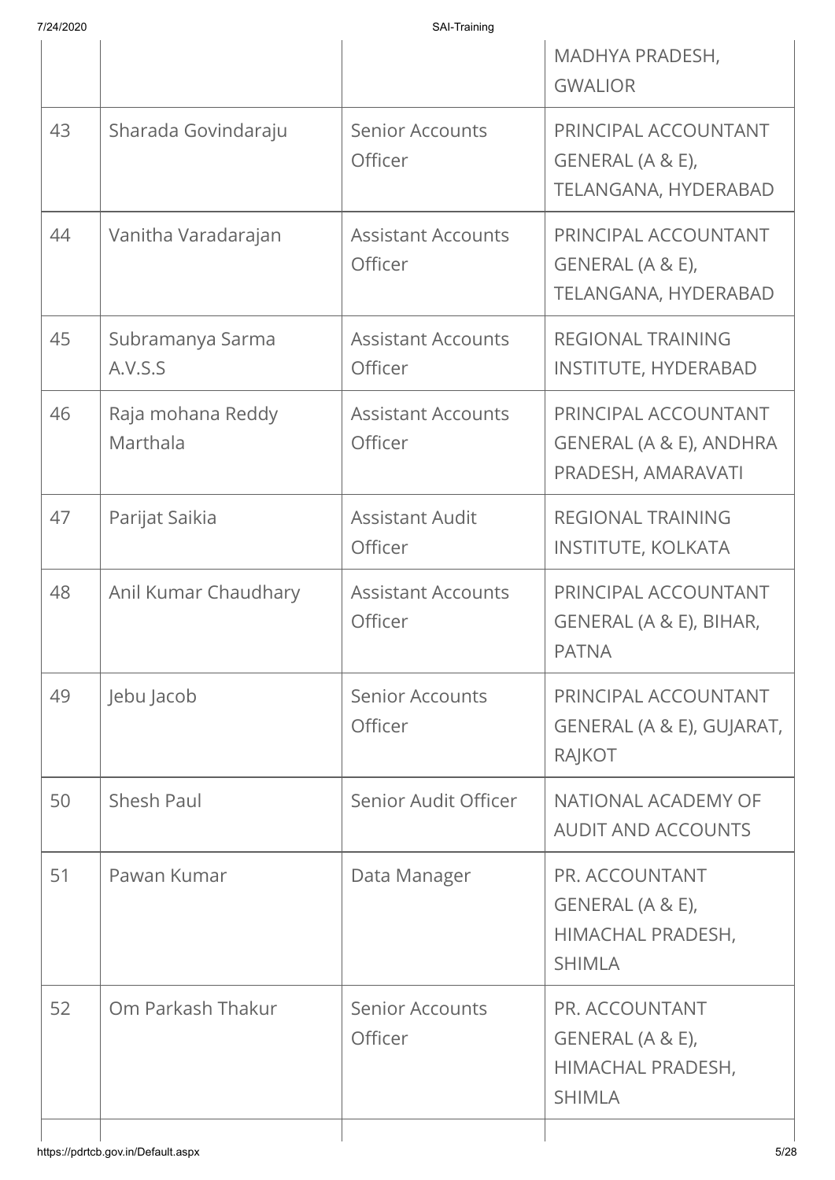| | | | MADHYA PRADESH, GWALIOR |
|---|---|---|---|
| 43 | Sharada Govindaraju | Senior Accounts Officer | PRINCIPAL ACCOUNTANT GENERAL (A & E), TELANGANA, HYDERABAD |
| 44 | Vanitha Varadarajan | Assistant Accounts Officer | PRINCIPAL ACCOUNTANT GENERAL (A & E), TELANGANA, HYDERABAD |
| 45 | Subramanya Sarma A.V.S.S | Assistant Accounts Officer | REGIONAL TRAINING INSTITUTE, HYDERABAD |
| 46 | Raja mohana Reddy Marthala | Assistant Accounts Officer | PRINCIPAL ACCOUNTANT GENERAL (A & E), ANDHRA PRADESH, AMARAVATI |
| 47 | Parijat Saikia | Assistant Audit Officer | REGIONAL TRAINING INSTITUTE, KOLKATA |
| 48 | Anil Kumar Chaudhary | Assistant Accounts Officer | PRINCIPAL ACCOUNTANT GENERAL (A & E), BIHAR, PATNA |
| 49 | Jebu Jacob | Senior Accounts Officer | PRINCIPAL ACCOUNTANT GENERAL (A & E), GUJARAT, RAJKOT |
| 50 | Shesh Paul | Senior Audit Officer | NATIONAL ACADEMY OF AUDIT AND ACCOUNTS |
| 51 | Pawan Kumar | Data Manager | PR. ACCOUNTANT GENERAL (A & E), HIMACHAL PRADESH, SHIMLA |
| 52 | Om Parkash Thakur | Senior Accounts Officer | PR. ACCOUNTANT GENERAL (A & E), HIMACHAL PRADESH, SHIMLA |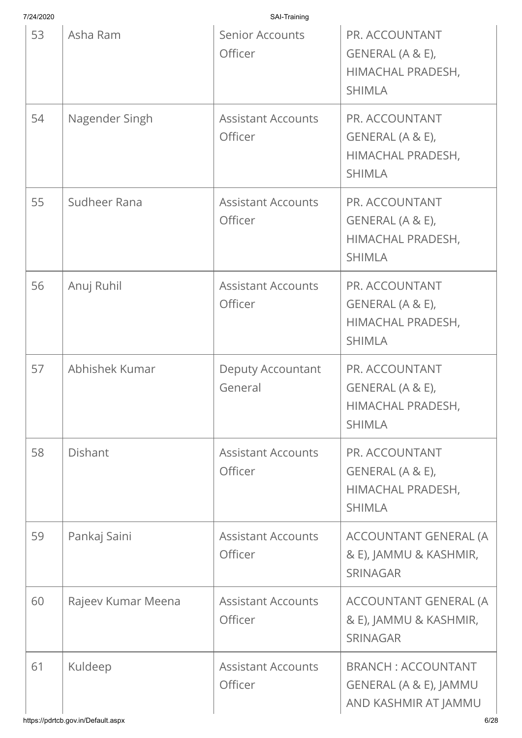| 53 | Asha Ram | Senior Accounts Officer | PR. ACCOUNTANT GENERAL (A & E), HIMACHAL PRADESH, SHIMLA |
|---|---|---|---|
| 54 | Nagender Singh | Assistant Accounts Officer | PR. ACCOUNTANT GENERAL (A & E), HIMACHAL PRADESH, SHIMLA |
| 55 | Sudheer Rana | Assistant Accounts Officer | PR. ACCOUNTANT GENERAL (A & E), HIMACHAL PRADESH, SHIMLA |
| 56 | Anuj Ruhil | Assistant Accounts Officer | PR. ACCOUNTANT GENERAL (A & E), HIMACHAL PRADESH, SHIMLA |
| 57 | Abhishek Kumar | Deputy Accountant General | PR. ACCOUNTANT GENERAL (A & E), HIMACHAL PRADESH, SHIMLA |
| 58 | Dishant | Assistant Accounts Officer | PR. ACCOUNTANT GENERAL (A & E), HIMACHAL PRADESH, SHIMLA |
| 59 | Pankaj Saini | Assistant Accounts Officer | ACCOUNTANT GENERAL (A & E), JAMMU & KASHMIR, SRINAGAR |
| 60 | Rajeev Kumar Meena | Assistant Accounts Officer | ACCOUNTANT GENERAL (A & E), JAMMU & KASHMIR, SRINAGAR |
| 61 | Kuldeep | Assistant Accounts Officer | BRANCH : ACCOUNTANT GENERAL (A & E), JAMMU AND KASHMIR AT JAMMU |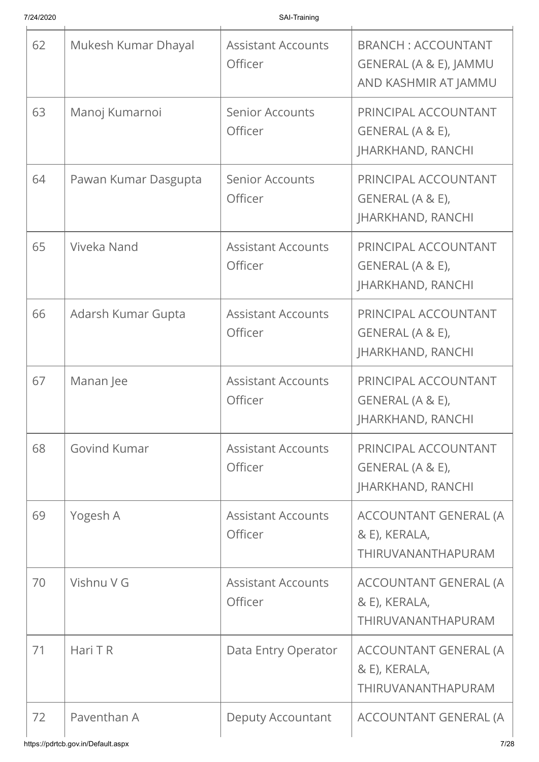| 62 | Mukesh Kumar Dhayal | Assistant Accounts Officer | BRANCH : ACCOUNTANT GENERAL (A & E), JAMMU AND KASHMIR AT JAMMU |
|---|---|---|---|
| 63 | Manoj Kumarnoi | Senior Accounts Officer | PRINCIPAL ACCOUNTANT GENERAL (A & E), JHARKHAND, RANCHI |
| 64 | Pawan Kumar Dasgupta | Senior Accounts Officer | PRINCIPAL ACCOUNTANT GENERAL (A & E), JHARKHAND, RANCHI |
| 65 | Viveka Nand | Assistant Accounts Officer | PRINCIPAL ACCOUNTANT GENERAL (A & E), JHARKHAND, RANCHI |
| 66 | Adarsh Kumar Gupta | Assistant Accounts Officer | PRINCIPAL ACCOUNTANT GENERAL (A & E), JHARKHAND, RANCHI |
| 67 | Manan Jee | Assistant Accounts Officer | PRINCIPAL ACCOUNTANT GENERAL (A & E), JHARKHAND, RANCHI |
| 68 | Govind Kumar | Assistant Accounts Officer | PRINCIPAL ACCOUNTANT GENERAL (A & E), JHARKHAND, RANCHI |
| 69 | Yogesh A | Assistant Accounts Officer | ACCOUNTANT GENERAL (A & E), KERALA, THIRUVANANTHAPURAM |
| 70 | Vishnu V G | Assistant Accounts Officer | ACCOUNTANT GENERAL (A & E), KERALA, THIRUVANANTHAPURAM |
| 71 | Hari T R | Data Entry Operator | ACCOUNTANT GENERAL (A & E), KERALA, THIRUVANANTHAPURAM |
| 72 | Paventhan A | Deputy Accountant | ACCOUNTANT GENERAL (A |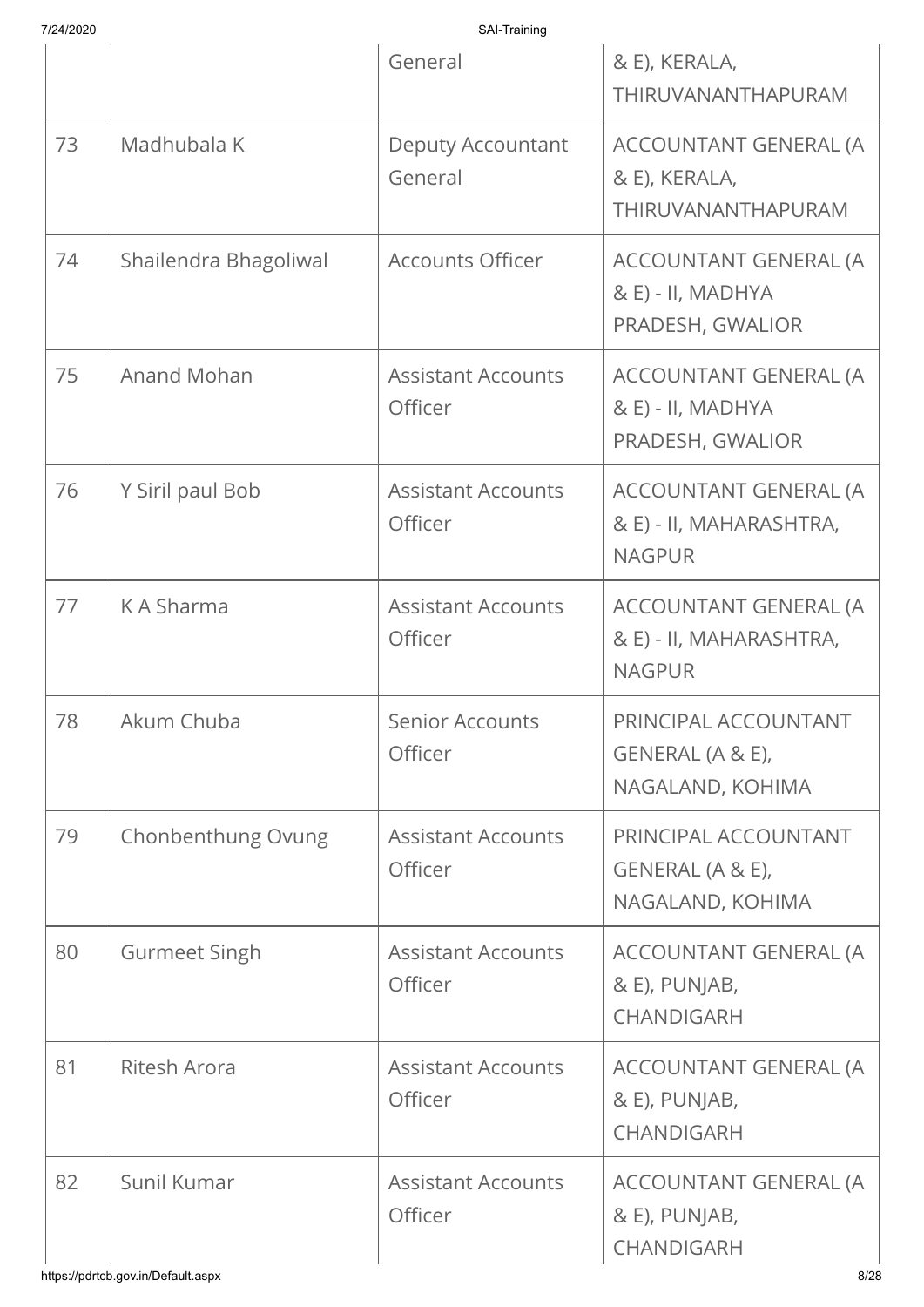| | | General | & E), KERALA, THIRUVANANTHAPURAM |
|---|---|---|---|
| 73 | Madhubala K | Deputy Accountant General | ACCOUNTANT GENERAL (A & E), KERALA, THIRUVANANTHAPURAM |
| 74 | Shailendra Bhagoliwal | Accounts Officer | ACCOUNTANT GENERAL (A & E) - II, MADHYA PRADESH, GWALIOR |
| 75 | Anand Mohan | Assistant Accounts Officer | ACCOUNTANT GENERAL (A & E) - II, MADHYA PRADESH, GWALIOR |
| 76 | Y Siril paul Bob | Assistant Accounts Officer | ACCOUNTANT GENERAL (A & E) - II, MAHARASHTRA, NAGPUR |
| 77 | K A Sharma | Assistant Accounts Officer | ACCOUNTANT GENERAL (A & E) - II, MAHARASHTRA, NAGPUR |
| 78 | Akum Chuba | Senior Accounts Officer | PRINCIPAL ACCOUNTANT GENERAL (A & E), NAGALAND, KOHIMA |
| 79 | Chonbenthung Ovung | Assistant Accounts Officer | PRINCIPAL ACCOUNTANT GENERAL (A & E), NAGALAND, KOHIMA |
| 80 | Gurmeet Singh | Assistant Accounts Officer | ACCOUNTANT GENERAL (A & E), PUNJAB, CHANDIGARH |
| 81 | Ritesh Arora | Assistant Accounts Officer | ACCOUNTANT GENERAL (A & E), PUNJAB, CHANDIGARH |
| 82 | Sunil Kumar | Assistant Accounts Officer | ACCOUNTANT GENERAL (A & E), PUNJAB, CHANDIGARH |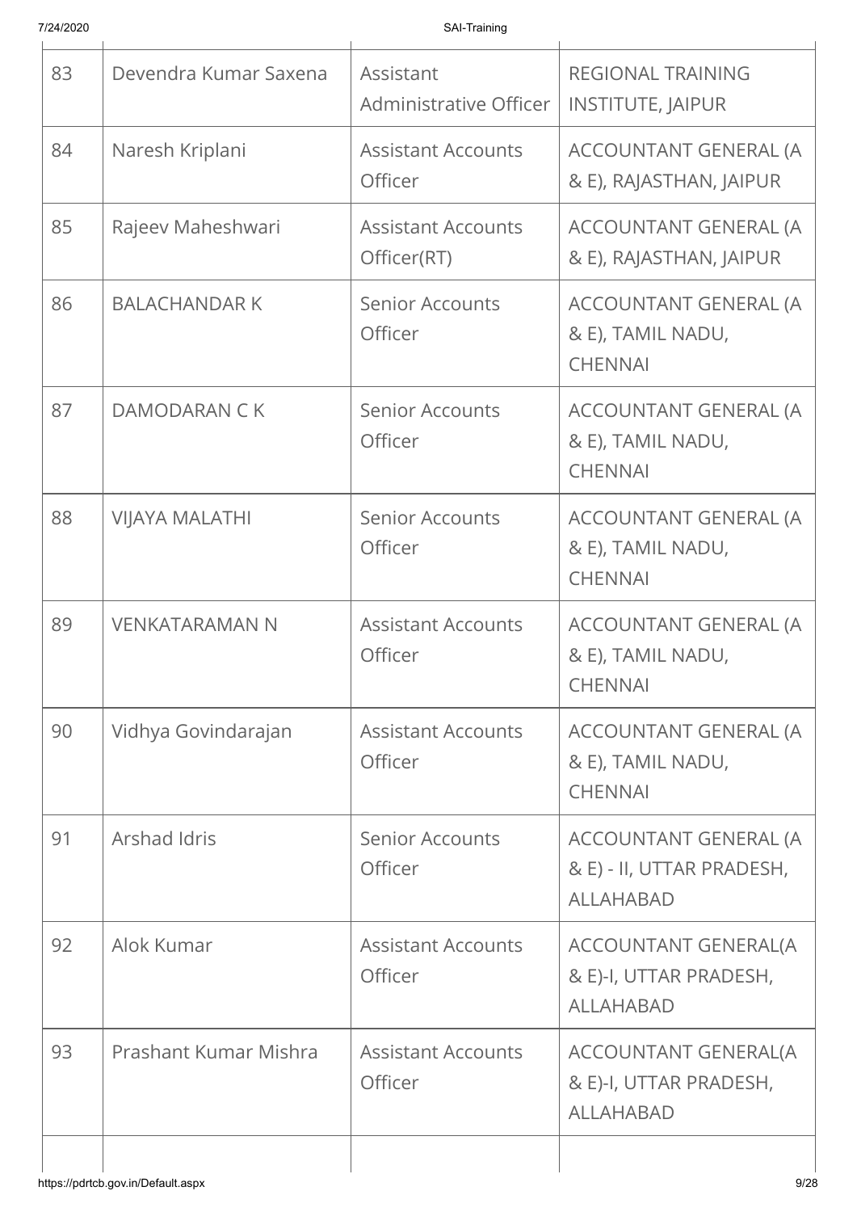| 83 | Devendra Kumar Saxena | Assistant Administrative Officer | REGIONAL TRAINING INSTITUTE, JAIPUR |
|---|---|---|---|
| 84 | Naresh Kriplani | Assistant Accounts Officer | ACCOUNTANT GENERAL (A & E), RAJASTHAN, JAIPUR |
| 85 | Rajeev Maheshwari | Assistant Accounts Officer(RT) | ACCOUNTANT GENERAL (A & E), RAJASTHAN, JAIPUR |
| 86 | BALACHANDAR K | Senior Accounts Officer | ACCOUNTANT GENERAL (A & E), TAMIL NADU, CHENNAI |
| 87 | DAMODARAN C K | Senior Accounts Officer | ACCOUNTANT GENERAL (A & E), TAMIL NADU, CHENNAI |
| 88 | VIJAYA MALATHI | Senior Accounts Officer | ACCOUNTANT GENERAL (A & E), TAMIL NADU, CHENNAI |
| 89 | VENKATARAMAN N | Assistant Accounts Officer | ACCOUNTANT GENERAL (A & E), TAMIL NADU, CHENNAI |
| 90 | Vidhya Govindarajan | Assistant Accounts Officer | ACCOUNTANT GENERAL (A & E), TAMIL NADU, CHENNAI |
| 91 | Arshad Idris | Senior Accounts Officer | ACCOUNTANT GENERAL (A & E) - II, UTTAR PRADESH, ALLAHABAD |
| 92 | Alok Kumar | Assistant Accounts Officer | ACCOUNTANT GENERAL(A & E)-I, UTTAR PRADESH, ALLAHABAD |
| 93 | Prashant Kumar Mishra | Assistant Accounts Officer | ACCOUNTANT GENERAL(A & E)-I, UTTAR PRADESH, ALLAHABAD |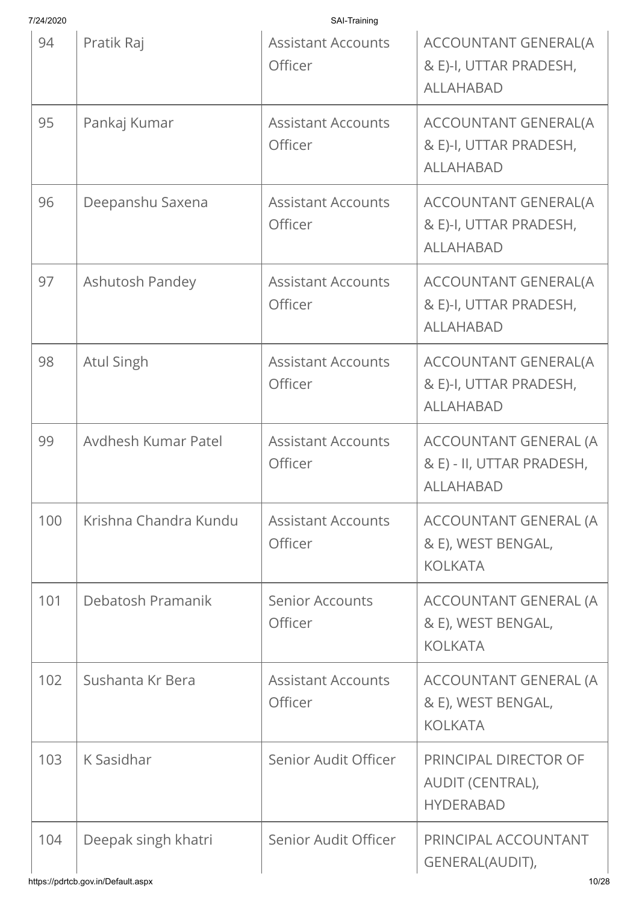| 94 | Pratik Raj | Assistant Accounts Officer | ACCOUNTANT GENERAL(A & E)-I, UTTAR PRADESH, ALLAHABAD |
|---|---|---|---|
| 95 | Pankaj Kumar | Assistant Accounts Officer | ACCOUNTANT GENERAL(A & E)-I, UTTAR PRADESH, ALLAHABAD |
| 96 | Deepanshu Saxena | Assistant Accounts Officer | ACCOUNTANT GENERAL(A & E)-I, UTTAR PRADESH, ALLAHABAD |
| 97 | Ashutosh Pandey | Assistant Accounts Officer | ACCOUNTANT GENERAL(A & E)-I, UTTAR PRADESH, ALLAHABAD |
| 98 | Atul Singh | Assistant Accounts Officer | ACCOUNTANT GENERAL(A & E)-I, UTTAR PRADESH, ALLAHABAD |
| 99 | Avdhesh Kumar Patel | Assistant Accounts Officer | ACCOUNTANT GENERAL (A & E) - II, UTTAR PRADESH, ALLAHABAD |
| 100 | Krishna Chandra Kundu | Assistant Accounts Officer | ACCOUNTANT GENERAL (A & E), WEST BENGAL, KOLKATA |
| 101 | Debatosh Pramanik | Senior Accounts Officer | ACCOUNTANT GENERAL (A & E), WEST BENGAL, KOLKATA |
| 102 | Sushanta Kr Bera | Assistant Accounts Officer | ACCOUNTANT GENERAL (A & E), WEST BENGAL, KOLKATA |
| 103 | K Sasidhar | Senior Audit Officer | PRINCIPAL DIRECTOR OF AUDIT (CENTRAL), HYDERABAD |
| 104 | Deepak singh khatri | Senior Audit Officer | PRINCIPAL ACCOUNTANT GENERAL(AUDIT), |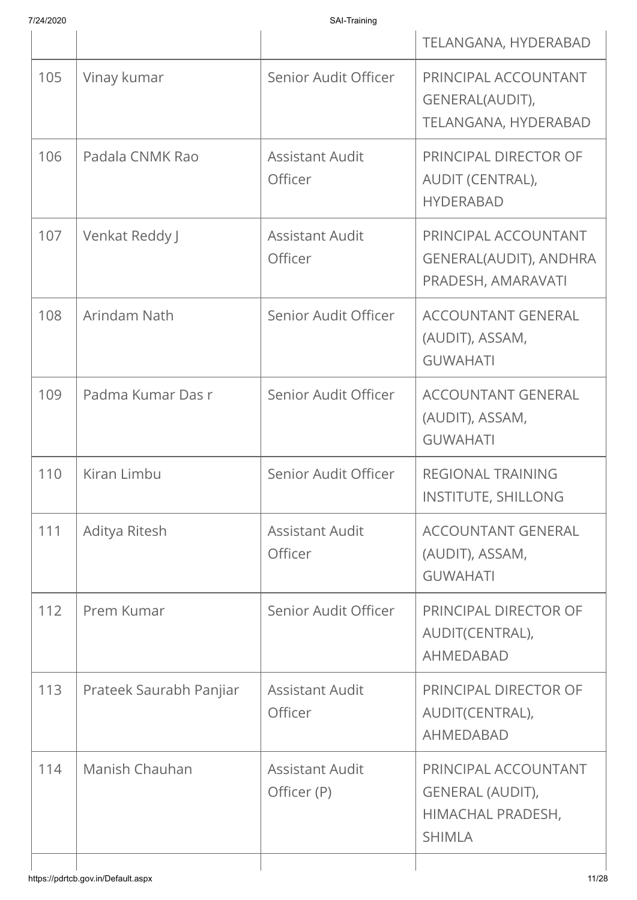| | | | TELANGANA, HYDERABAD |
|---|---|---|---|
| 105 | Vinay kumar | Senior Audit Officer | PRINCIPAL ACCOUNTANT GENERAL(AUDIT), TELANGANA, HYDERABAD |
| 106 | Padala CNMK Rao | Assistant Audit Officer | PRINCIPAL DIRECTOR OF AUDIT (CENTRAL), HYDERABAD |
| 107 | Venkat Reddy J | Assistant Audit Officer | PRINCIPAL ACCOUNTANT GENERAL(AUDIT), ANDHRA PRADESH, AMARAVATI |
| 108 | Arindam Nath | Senior Audit Officer | ACCOUNTANT GENERAL (AUDIT), ASSAM, GUWAHATI |
| 109 | Padma Kumar Das r | Senior Audit Officer | ACCOUNTANT GENERAL (AUDIT), ASSAM, GUWAHATI |
| 110 | Kiran Limbu | Senior Audit Officer | REGIONAL TRAINING INSTITUTE, SHILLONG |
| 111 | Aditya Ritesh | Assistant Audit Officer | ACCOUNTANT GENERAL (AUDIT), ASSAM, GUWAHATI |
| 112 | Prem Kumar | Senior Audit Officer | PRINCIPAL DIRECTOR OF AUDIT(CENTRAL), AHMEDABAD |
| 113 | Prateek Saurabh Panjiar | Assistant Audit Officer | PRINCIPAL DIRECTOR OF AUDIT(CENTRAL), AHMEDABAD |
| 114 | Manish Chauhan | Assistant Audit Officer (P) | PRINCIPAL ACCOUNTANT GENERAL (AUDIT), HIMACHAL PRADESH, SHIMLA |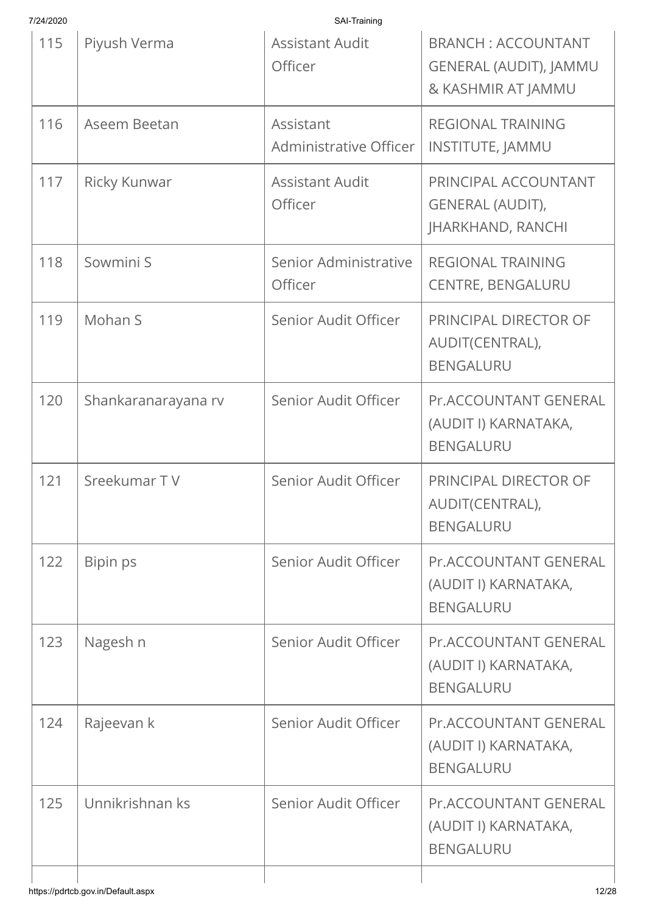| | | | |
|---|---|---|---|
| 115 | Piyush Verma | Assistant Audit Officer | BRANCH : ACCOUNTANT GENERAL (AUDIT), JAMMU & KASHMIR AT JAMMU |
| 116 | Aseem Beetan | Assistant Administrative Officer | REGIONAL TRAINING INSTITUTE, JAMMU |
| 117 | Ricky Kunwar | Assistant Audit Officer | PRINCIPAL ACCOUNTANT GENERAL (AUDIT), JHARKHAND, RANCHI |
| 118 | Sowmini S | Senior Administrative Officer | REGIONAL TRAINING CENTRE, BENGALURU |
| 119 | Mohan S | Senior Audit Officer | PRINCIPAL DIRECTOR OF AUDIT(CENTRAL), BENGALURU |
| 120 | Shankaranarayana rv | Senior Audit Officer | Pr.ACCOUNTANT GENERAL (AUDIT I) KARNATAKA, BENGALURU |
| 121 | Sreekumar T V | Senior Audit Officer | PRINCIPAL DIRECTOR OF AUDIT(CENTRAL), BENGALURU |
| 122 | Bipin ps | Senior Audit Officer | Pr.ACCOUNTANT GENERAL (AUDIT I) KARNATAKA, BENGALURU |
| 123 | Nagesh n | Senior Audit Officer | Pr.ACCOUNTANT GENERAL (AUDIT I) KARNATAKA, BENGALURU |
| 124 | Rajeevan k | Senior Audit Officer | Pr.ACCOUNTANT GENERAL (AUDIT I) KARNATAKA, BENGALURU |
| 125 | Unnikrishnan ks | Senior Audit Officer | Pr.ACCOUNTANT GENERAL (AUDIT I) KARNATAKA, BENGALURU |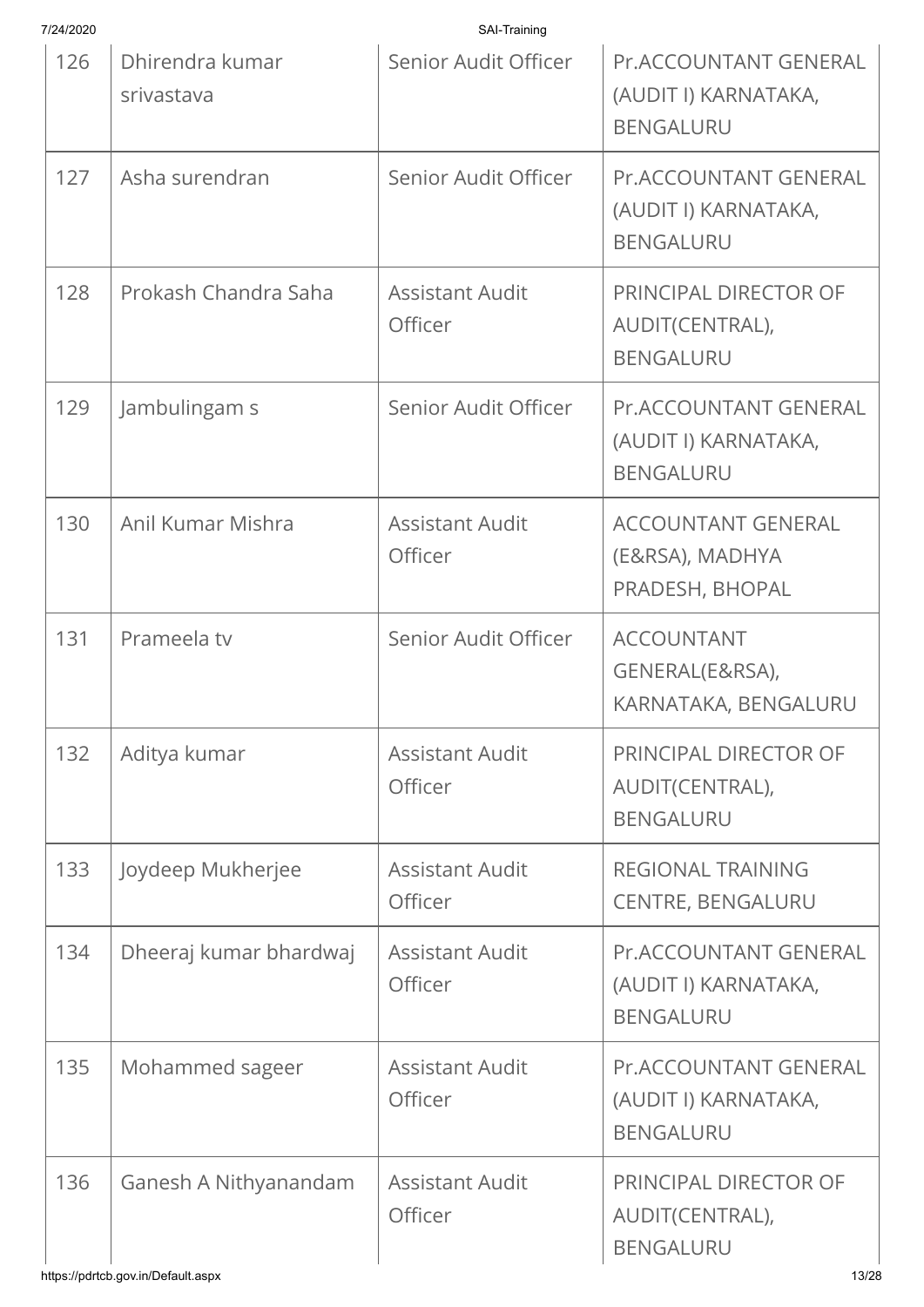| 126 | Dhirendra kumar srivastava | Senior Audit Officer | Pr.ACCOUNTANT GENERAL (AUDIT I) KARNATAKA, BENGALURU |
|---|---|---|---|
| 127 | Asha surendran | Senior Audit Officer | Pr.ACCOUNTANT GENERAL (AUDIT I) KARNATAKA, BENGALURU |
| 128 | Prokash Chandra Saha | Assistant Audit Officer | PRINCIPAL DIRECTOR OF AUDIT(CENTRAL), BENGALURU |
| 129 | Jambulingam s | Senior Audit Officer | Pr.ACCOUNTANT GENERAL (AUDIT I) KARNATAKA, BENGALURU |
| 130 | Anil Kumar Mishra | Assistant Audit Officer | ACCOUNTANT GENERAL (E&RSA), MADHYA PRADESH, BHOPAL |
| 131 | Prameela tv | Senior Audit Officer | ACCOUNTANT GENERAL(E&RSA), KARNATAKA, BENGALURU |
| 132 | Aditya kumar | Assistant Audit Officer | PRINCIPAL DIRECTOR OF AUDIT(CENTRAL), BENGALURU |
| 133 | Joydeep Mukherjee | Assistant Audit Officer | REGIONAL TRAINING CENTRE, BENGALURU |
| 134 | Dheeraj kumar bhardwaj | Assistant Audit Officer | Pr.ACCOUNTANT GENERAL (AUDIT I) KARNATAKA, BENGALURU |
| 135 | Mohammed sageer | Assistant Audit Officer | Pr.ACCOUNTANT GENERAL (AUDIT I) KARNATAKA, BENGALURU |
| 136 | Ganesh A Nithyanandam | Assistant Audit Officer | PRINCIPAL DIRECTOR OF AUDIT(CENTRAL), BENGALURU |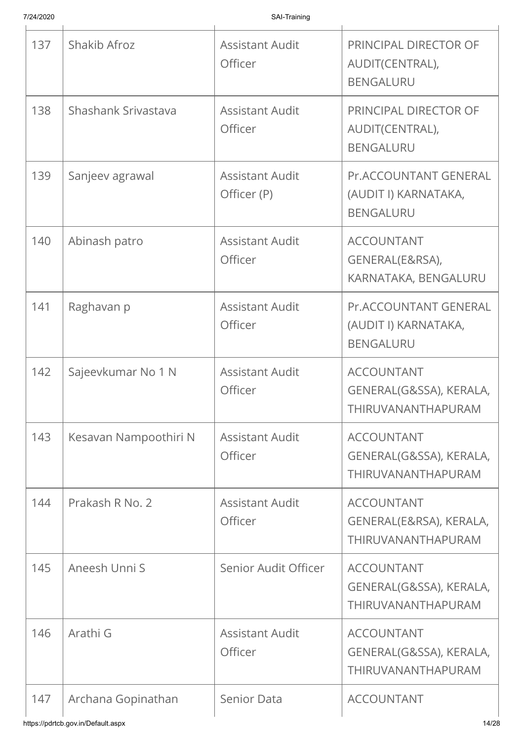| | | | |
|---|---|---|---|
| 137 | Shakib Afroz | Assistant Audit Officer | PRINCIPAL DIRECTOR OF AUDIT(CENTRAL), BENGALURU |
| 138 | Shashank Srivastava | Assistant Audit Officer | PRINCIPAL DIRECTOR OF AUDIT(CENTRAL), BENGALURU |
| 139 | Sanjeev agrawal | Assistant Audit Officer (P) | Pr.ACCOUNTANT GENERAL (AUDIT I) KARNATAKA, BENGALURU |
| 140 | Abinash patro | Assistant Audit Officer | ACCOUNTANT GENERAL(E&RSA), KARNATAKA, BENGALURU |
| 141 | Raghavan p | Assistant Audit Officer | Pr.ACCOUNTANT GENERAL (AUDIT I) KARNATAKA, BENGALURU |
| 142 | Sajeevkumar No 1 N | Assistant Audit Officer | ACCOUNTANT GENERAL(G&SSA), KERALA, THIRUVANANTHAPURAM |
| 143 | Kesavan Nampoothiri N | Assistant Audit Officer | ACCOUNTANT GENERAL(G&SSA), KERALA, THIRUVANANTHAPURAM |
| 144 | Prakash R No. 2 | Assistant Audit Officer | ACCOUNTANT GENERAL(E&RSA), KERALA, THIRUVANANTHAPURAM |
| 145 | Aneesh Unni S | Senior Audit Officer | ACCOUNTANT GENERAL(G&SSA), KERALA, THIRUVANANTHAPURAM |
| 146 | Arathi G | Assistant Audit Officer | ACCOUNTANT GENERAL(G&SSA), KERALA, THIRUVANANTHAPURAM |
| 147 | Archana Gopinathan | Senior Data | ACCOUNTANT |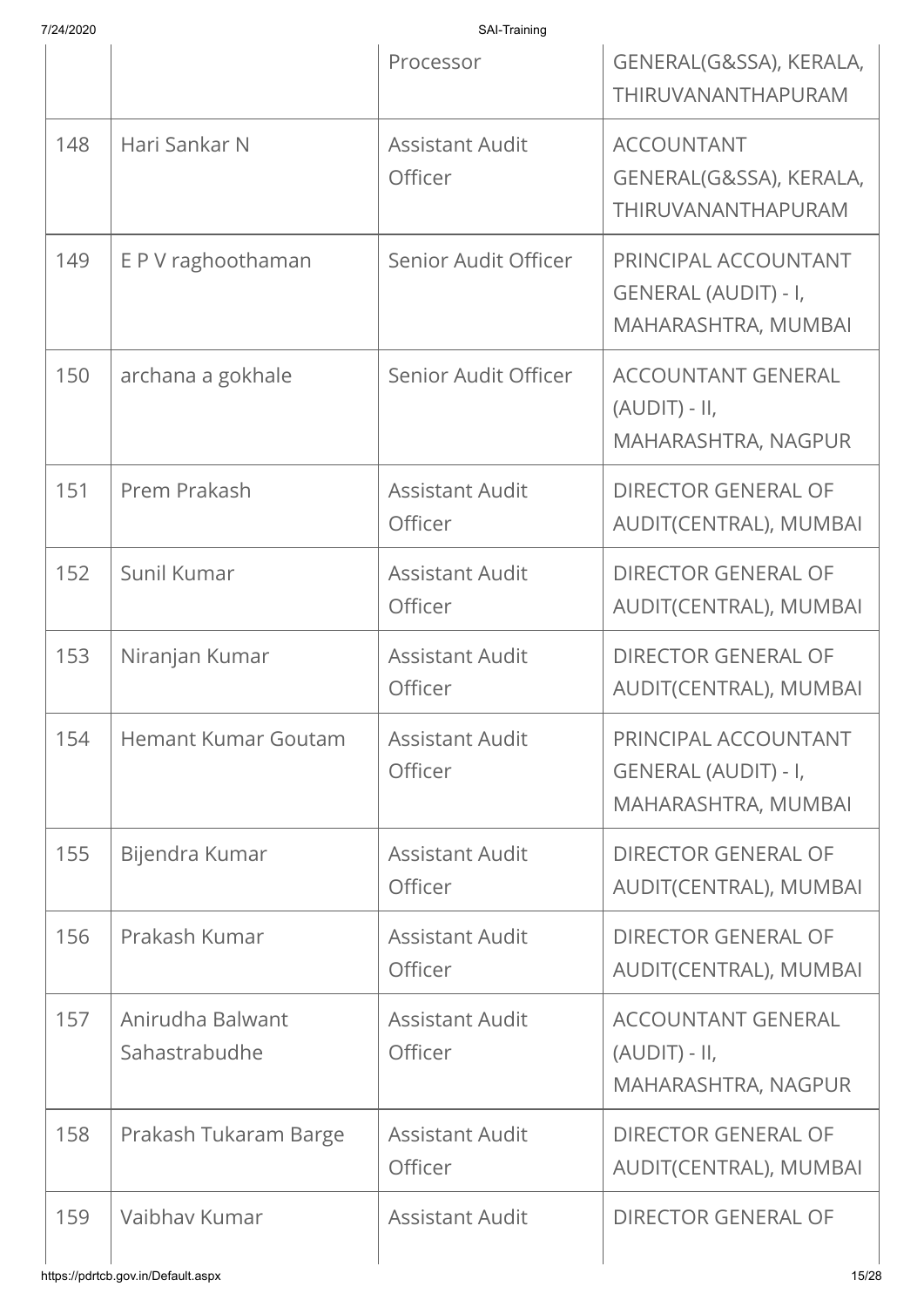| | | Processor | GENERAL(G&SSA), KERALA, THIRUVANANTHAPURAM |
|---|---|---|---|
| 148 | Hari Sankar N | Assistant Audit Officer | ACCOUNTANT GENERAL(G&SSA), KERALA, THIRUVANANTHAPURAM |
| 149 | E P V raghoothaman | Senior Audit Officer | PRINCIPAL ACCOUNTANT GENERAL (AUDIT) - I, MAHARASHTRA, MUMBAI |
| 150 | archana a gokhale | Senior Audit Officer | ACCOUNTANT GENERAL (AUDIT) - II, MAHARASHTRA, NAGPUR |
| 151 | Prem Prakash | Assistant Audit Officer | DIRECTOR GENERAL OF AUDIT(CENTRAL), MUMBAI |
| 152 | Sunil Kumar | Assistant Audit Officer | DIRECTOR GENERAL OF AUDIT(CENTRAL), MUMBAI |
| 153 | Niranjan Kumar | Assistant Audit Officer | DIRECTOR GENERAL OF AUDIT(CENTRAL), MUMBAI |
| 154 | Hemant Kumar Goutam | Assistant Audit Officer | PRINCIPAL ACCOUNTANT GENERAL (AUDIT) - I, MAHARASHTRA, MUMBAI |
| 155 | Bijendra Kumar | Assistant Audit Officer | DIRECTOR GENERAL OF AUDIT(CENTRAL), MUMBAI |
| 156 | Prakash Kumar | Assistant Audit Officer | DIRECTOR GENERAL OF AUDIT(CENTRAL), MUMBAI |
| 157 | Anirudha Balwant Sahastrabudhe | Assistant Audit Officer | ACCOUNTANT GENERAL (AUDIT) - II, MAHARASHTRA, NAGPUR |
| 158 | Prakash Tukaram Barge | Assistant Audit Officer | DIRECTOR GENERAL OF AUDIT(CENTRAL), MUMBAI |
| 159 | Vaibhav Kumar | Assistant Audit | DIRECTOR GENERAL OF |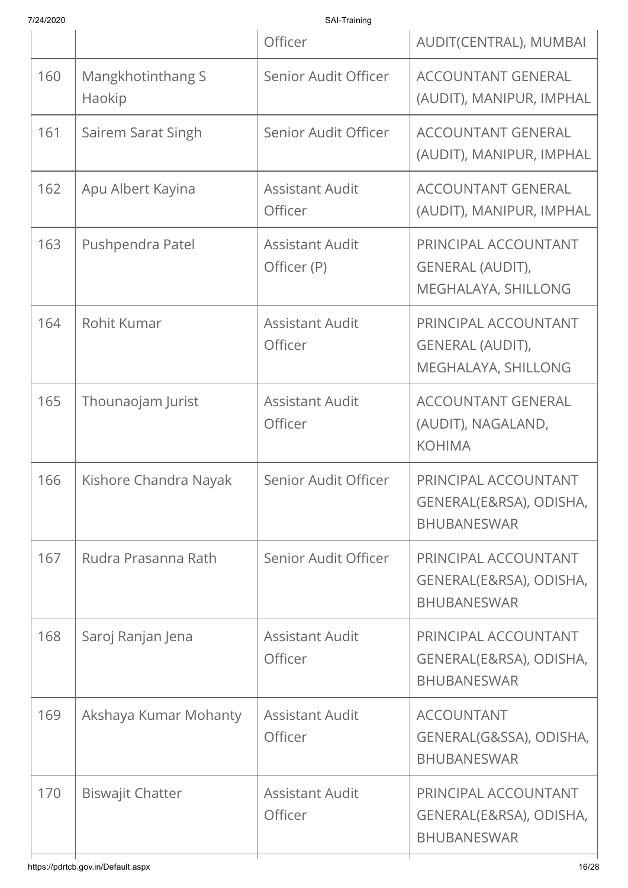| | | Officer | AUDIT(CENTRAL), MUMBAI |
|---|---|---|---|
| 160 | Mangkhotinthang S Haokip | Senior Audit Officer | ACCOUNTANT GENERAL (AUDIT), MANIPUR, IMPHAL |
| 161 | Sairem Sarat Singh | Senior Audit Officer | ACCOUNTANT GENERAL (AUDIT), MANIPUR, IMPHAL |
| 162 | Apu Albert Kayina | Assistant Audit Officer | ACCOUNTANT GENERAL (AUDIT), MANIPUR, IMPHAL |
| 163 | Pushpendra Patel | Assistant Audit Officer (P) | PRINCIPAL ACCOUNTANT GENERAL (AUDIT), MEGHALAYA, SHILLONG |
| 164 | Rohit Kumar | Assistant Audit Officer | PRINCIPAL ACCOUNTANT GENERAL (AUDIT), MEGHALAYA, SHILLONG |
| 165 | Thounaojam Jurist | Assistant Audit Officer | ACCOUNTANT GENERAL (AUDIT), NAGALAND, KOHIMA |
| 166 | Kishore Chandra Nayak | Senior Audit Officer | PRINCIPAL ACCOUNTANT GENERAL(E&RSA), ODISHA, BHUBANESWAR |
| 167 | Rudra Prasanna Rath | Senior Audit Officer | PRINCIPAL ACCOUNTANT GENERAL(E&RSA), ODISHA, BHUBANESWAR |
| 168 | Saroj Ranjan Jena | Assistant Audit Officer | PRINCIPAL ACCOUNTANT GENERAL(E&RSA), ODISHA, BHUBANESWAR |
| 169 | Akshaya Kumar Mohanty | Assistant Audit Officer | ACCOUNTANT GENERAL(G&SSA), ODISHA, BHUBANESWAR |
| 170 | Biswajit Chatter | Assistant Audit Officer | PRINCIPAL ACCOUNTANT GENERAL(E&RSA), ODISHA, BHUBANESWAR |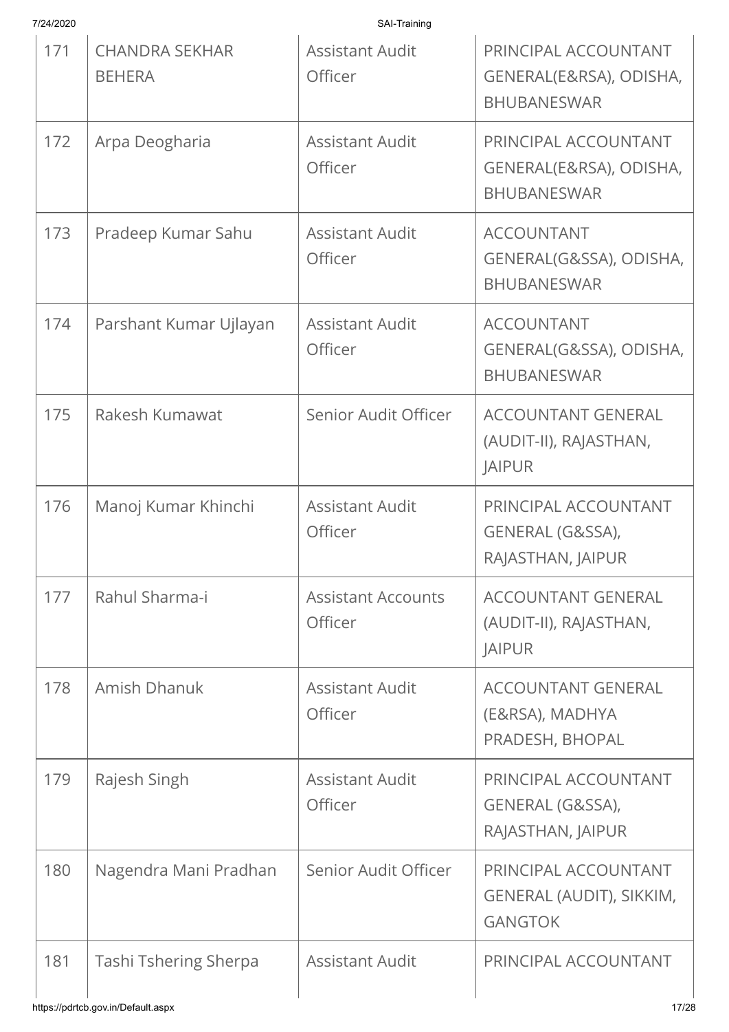| 171 | CHANDRA SEKHAR BEHERA | Assistant Audit Officer | PRINCIPAL ACCOUNTANT GENERAL(E&RSA), ODISHA, BHUBANESWAR |
|---|---|---|---|
| 172 | Arpa Deogharia | Assistant Audit Officer | PRINCIPAL ACCOUNTANT GENERAL(E&RSA), ODISHA, BHUBANESWAR |
| 173 | Pradeep Kumar Sahu | Assistant Audit Officer | ACCOUNTANT GENERAL(G&SSA), ODISHA, BHUBANESWAR |
| 174 | Parshant Kumar Ujlayan | Assistant Audit Officer | ACCOUNTANT GENERAL(G&SSA), ODISHA, BHUBANESWAR |
| 175 | Rakesh Kumawat | Senior Audit Officer | ACCOUNTANT GENERAL (AUDIT-II), RAJASTHAN, JAIPUR |
| 176 | Manoj Kumar Khinchi | Assistant Audit Officer | PRINCIPAL ACCOUNTANT GENERAL (G&SSA), RAJASTHAN, JAIPUR |
| 177 | Rahul Sharma-i | Assistant Accounts Officer | ACCOUNTANT GENERAL (AUDIT-II), RAJASTHAN, JAIPUR |
| 178 | Amish Dhanuk | Assistant Audit Officer | ACCOUNTANT GENERAL (E&RSA), MADHYA PRADESH, BHOPAL |
| 179 | Rajesh Singh | Assistant Audit Officer | PRINCIPAL ACCOUNTANT GENERAL (G&SSA), RAJASTHAN, JAIPUR |
| 180 | Nagendra Mani Pradhan | Senior Audit Officer | PRINCIPAL ACCOUNTANT GENERAL (AUDIT), SIKKIM, GANGTOK |
| 181 | Tashi Tshering Sherpa | Assistant Audit | PRINCIPAL ACCOUNTANT |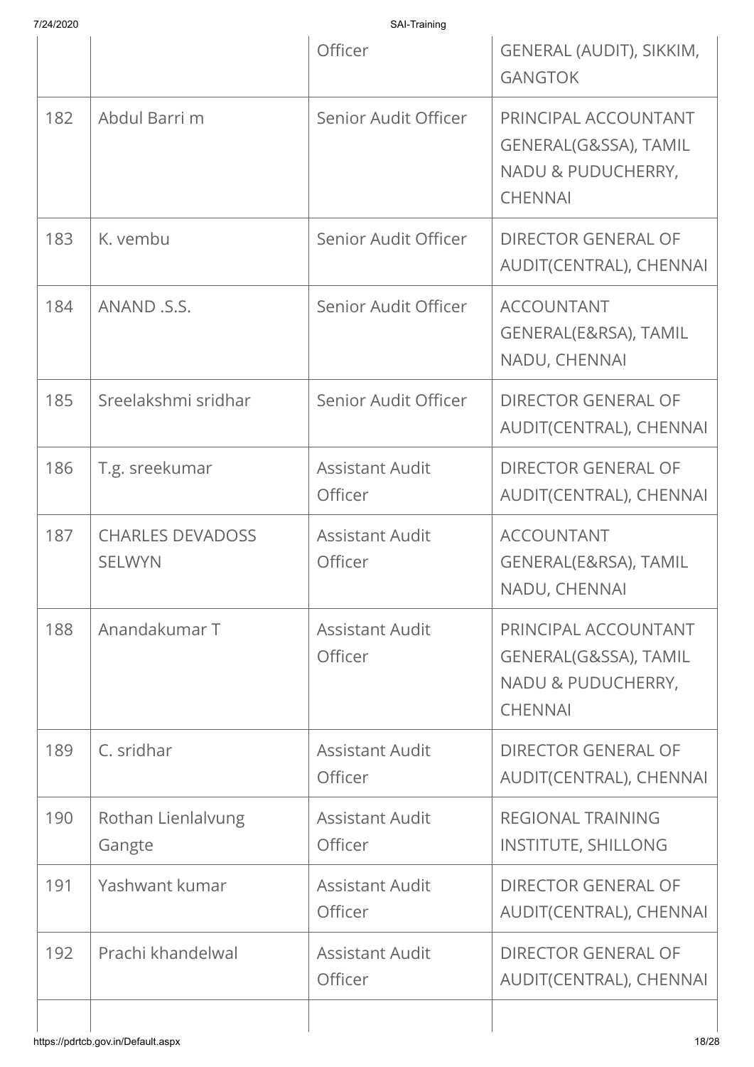| | | Officer | GENERAL (AUDIT), SIKKIM, GANGTOK |
|---|---|---|---|
| 182 | Abdul Barri m | Senior Audit Officer | PRINCIPAL ACCOUNTANT GENERAL(G&SSA), TAMIL NADU & PUDUCHERRY, CHENNAI |
| 183 | K. vembu | Senior Audit Officer | DIRECTOR GENERAL OF AUDIT(CENTRAL), CHENNAI |
| 184 | ANAND .S.S. | Senior Audit Officer | ACCOUNTANT GENERAL(E&RSA), TAMIL NADU, CHENNAI |
| 185 | Sreelakshmi sridhar | Senior Audit Officer | DIRECTOR GENERAL OF AUDIT(CENTRAL), CHENNAI |
| 186 | T.g. sreekumar | Assistant Audit Officer | DIRECTOR GENERAL OF AUDIT(CENTRAL), CHENNAI |
| 187 | CHARLES DEVADOSS SELWYN | Assistant Audit Officer | ACCOUNTANT GENERAL(E&RSA), TAMIL NADU, CHENNAI |
| 188 | Anandakumar T | Assistant Audit Officer | PRINCIPAL ACCOUNTANT GENERAL(G&SSA), TAMIL NADU & PUDUCHERRY, CHENNAI |
| 189 | C. sridhar | Assistant Audit Officer | DIRECTOR GENERAL OF AUDIT(CENTRAL), CHENNAI |
| 190 | Rothan Lienlalvung Gangte | Assistant Audit Officer | REGIONAL TRAINING INSTITUTE, SHILLONG |
| 191 | Yashwant kumar | Assistant Audit Officer | DIRECTOR GENERAL OF AUDIT(CENTRAL), CHENNAI |
| 192 | Prachi khandelwal | Assistant Audit Officer | DIRECTOR GENERAL OF AUDIT(CENTRAL), CHENNAI |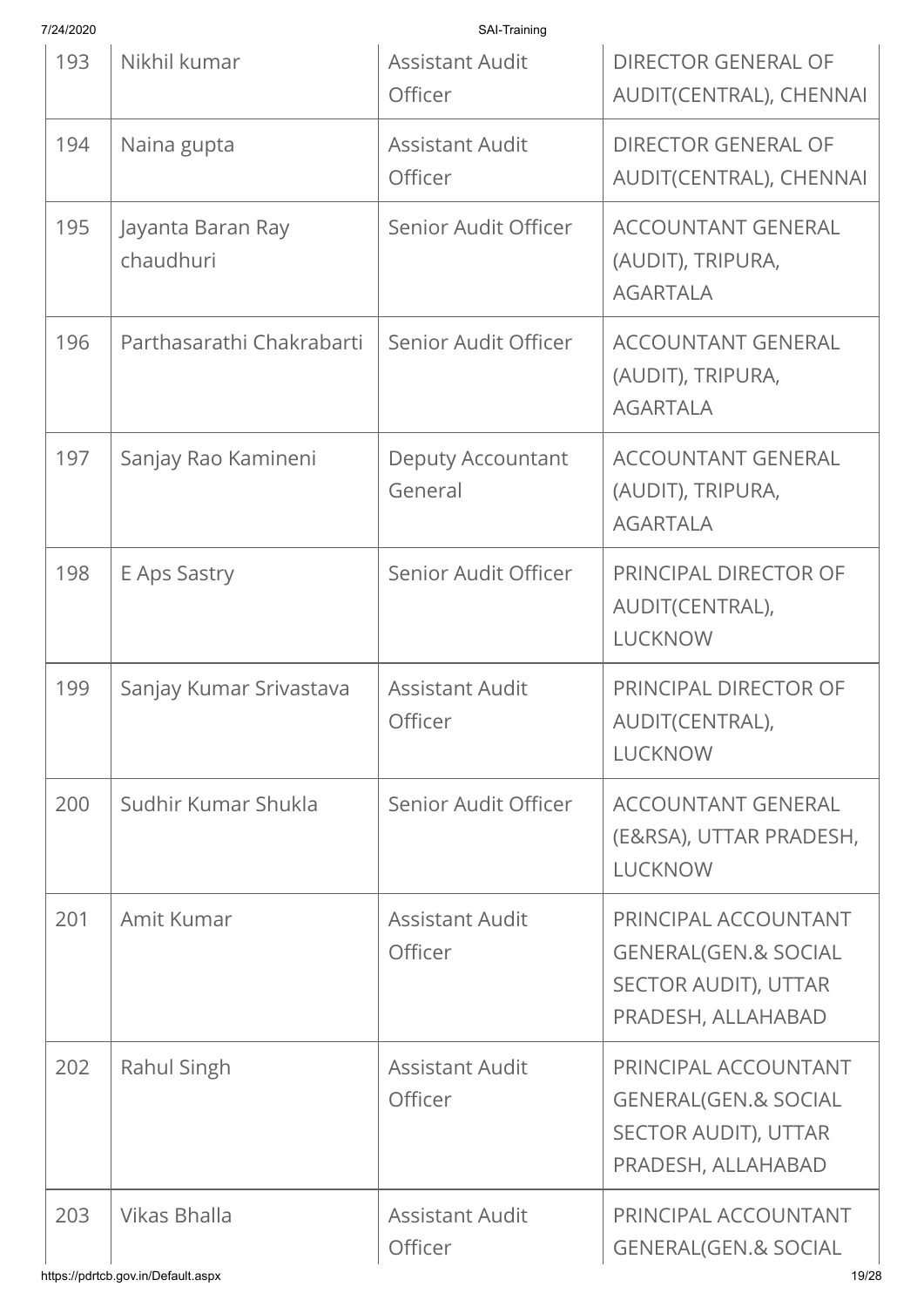| 193 | Nikhil kumar | Assistant Audit Officer | DIRECTOR GENERAL OF AUDIT(CENTRAL), CHENNAI |
|---|---|---|---|
| 194 | Naina gupta | Assistant Audit Officer | DIRECTOR GENERAL OF AUDIT(CENTRAL), CHENNAI |
| 195 | Jayanta Baran Ray chaudhuri | Senior Audit Officer | ACCOUNTANT GENERAL (AUDIT), TRIPURA, AGARTALA |
| 196 | Parthasarathi Chakrabarti | Senior Audit Officer | ACCOUNTANT GENERAL (AUDIT), TRIPURA, AGARTALA |
| 197 | Sanjay Rao Kamineni | Deputy Accountant General | ACCOUNTANT GENERAL (AUDIT), TRIPURA, AGARTALA |
| 198 | E Aps Sastry | Senior Audit Officer | PRINCIPAL DIRECTOR OF AUDIT(CENTRAL), LUCKNOW |
| 199 | Sanjay Kumar Srivastava | Assistant Audit Officer | PRINCIPAL DIRECTOR OF AUDIT(CENTRAL), LUCKNOW |
| 200 | Sudhir Kumar Shukla | Senior Audit Officer | ACCOUNTANT GENERAL (E&RSA), UTTAR PRADESH, LUCKNOW |
| 201 | Amit Kumar | Assistant Audit Officer | PRINCIPAL ACCOUNTANT GENERAL(GEN.& SOCIAL SECTOR AUDIT), UTTAR PRADESH, ALLAHABAD |
| 202 | Rahul Singh | Assistant Audit Officer | PRINCIPAL ACCOUNTANT GENERAL(GEN.& SOCIAL SECTOR AUDIT), UTTAR PRADESH, ALLAHABAD |
| 203 | Vikas Bhalla | Assistant Audit Officer | PRINCIPAL ACCOUNTANT GENERAL(GEN.& SOCIAL |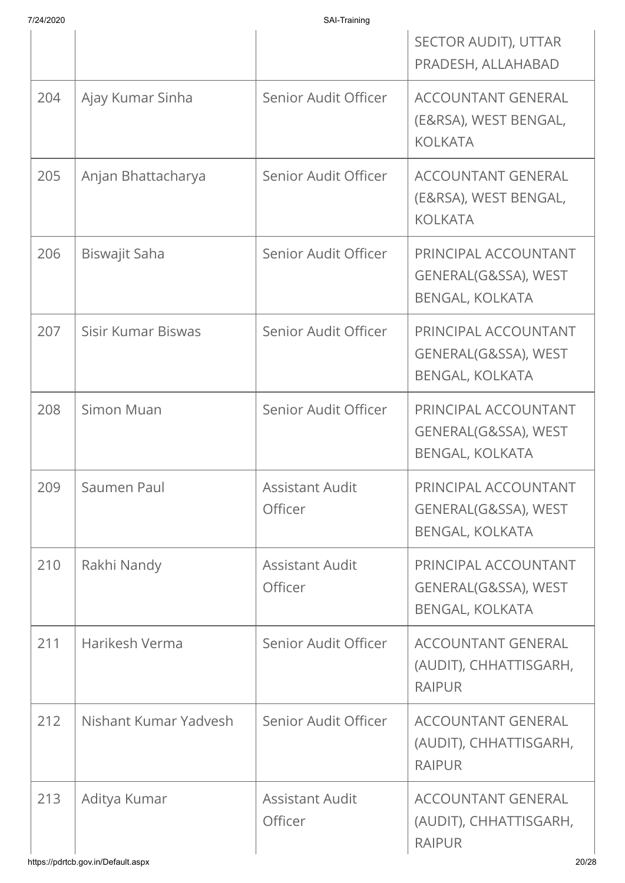| | | | SECTOR AUDIT), UTTAR PRADESH, ALLAHABAD |
|---|---|---|---|
| 204 | Ajay Kumar Sinha | Senior Audit Officer | ACCOUNTANT GENERAL (E&RSA), WEST BENGAL, KOLKATA |
| 205 | Anjan Bhattacharya | Senior Audit Officer | ACCOUNTANT GENERAL (E&RSA), WEST BENGAL, KOLKATA |
| 206 | Biswajit Saha | Senior Audit Officer | PRINCIPAL ACCOUNTANT GENERAL(G&SSA), WEST BENGAL, KOLKATA |
| 207 | Sisir Kumar Biswas | Senior Audit Officer | PRINCIPAL ACCOUNTANT GENERAL(G&SSA), WEST BENGAL, KOLKATA |
| 208 | Simon Muan | Senior Audit Officer | PRINCIPAL ACCOUNTANT GENERAL(G&SSA), WEST BENGAL, KOLKATA |
| 209 | Saumen Paul | Assistant Audit Officer | PRINCIPAL ACCOUNTANT GENERAL(G&SSA), WEST BENGAL, KOLKATA |
| 210 | Rakhi Nandy | Assistant Audit Officer | PRINCIPAL ACCOUNTANT GENERAL(G&SSA), WEST BENGAL, KOLKATA |
| 211 | Harikesh Verma | Senior Audit Officer | ACCOUNTANT GENERAL (AUDIT), CHHATTISGARH, RAIPUR |
| 212 | Nishant Kumar Yadvesh | Senior Audit Officer | ACCOUNTANT GENERAL (AUDIT), CHHATTISGARH, RAIPUR |
| 213 | Aditya Kumar | Assistant Audit Officer | ACCOUNTANT GENERAL (AUDIT), CHHATTISGARH, RAIPUR |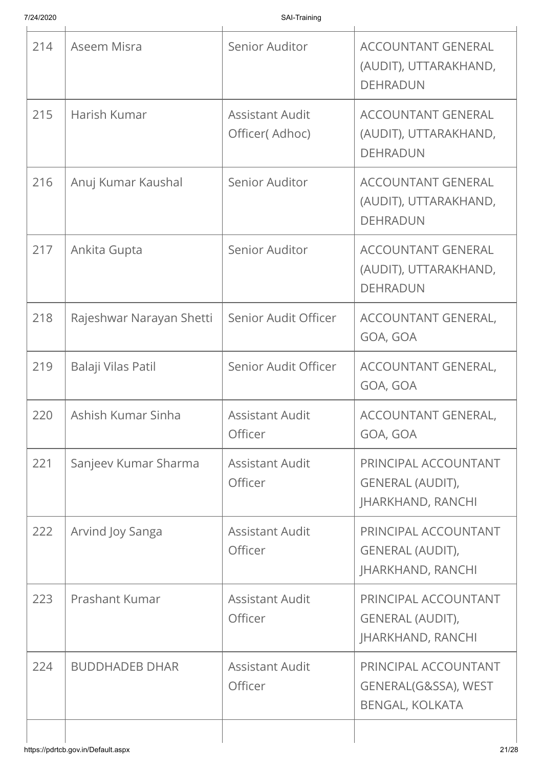| 214 | Aseem Misra | Senior Auditor | ACCOUNTANT GENERAL (AUDIT), UTTARAKHAND, DEHRADUN |
|---|---|---|---|
| 215 | Harish Kumar | Assistant Audit Officer( Adhoc) | ACCOUNTANT GENERAL (AUDIT), UTTARAKHAND, DEHRADUN |
| 216 | Anuj Kumar Kaushal | Senior Auditor | ACCOUNTANT GENERAL (AUDIT), UTTARAKHAND, DEHRADUN |
| 217 | Ankita Gupta | Senior Auditor | ACCOUNTANT GENERAL (AUDIT), UTTARAKHAND, DEHRADUN |
| 218 | Rajeshwar Narayan Shetti | Senior Audit Officer | ACCOUNTANT GENERAL, GOA, GOA |
| 219 | Balaji Vilas Patil | Senior Audit Officer | ACCOUNTANT GENERAL, GOA, GOA |
| 220 | Ashish Kumar Sinha | Assistant Audit Officer | ACCOUNTANT GENERAL, GOA, GOA |
| 221 | Sanjeev Kumar Sharma | Assistant Audit Officer | PRINCIPAL ACCOUNTANT GENERAL (AUDIT), JHARKHAND, RANCHI |
| 222 | Arvind Joy Sanga | Assistant Audit Officer | PRINCIPAL ACCOUNTANT GENERAL (AUDIT), JHARKHAND, RANCHI |
| 223 | Prashant Kumar | Assistant Audit Officer | PRINCIPAL ACCOUNTANT GENERAL (AUDIT), JHARKHAND, RANCHI |
| 224 | BUDDHADEB DHAR | Assistant Audit Officer | PRINCIPAL ACCOUNTANT GENERAL(G&SSA), WEST BENGAL, KOLKATA |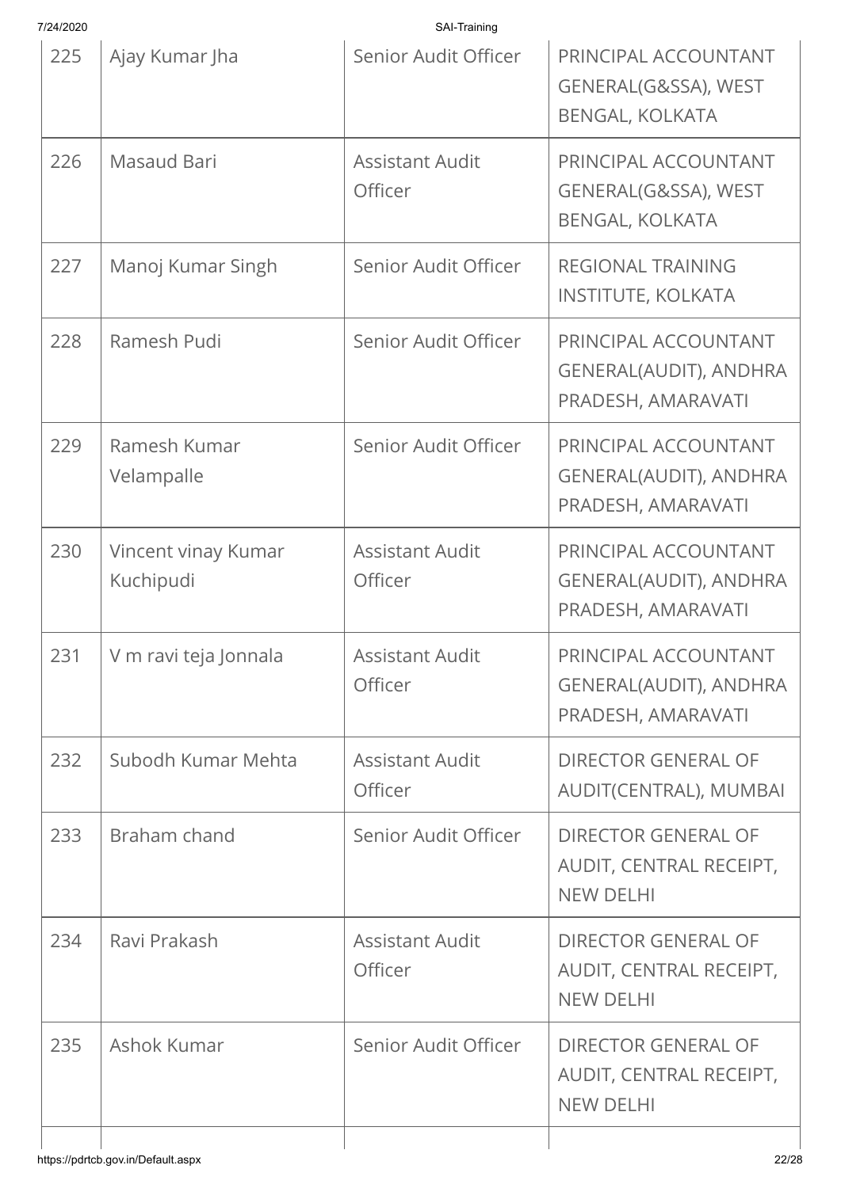| 225 | Ajay Kumar Jha | Senior Audit Officer | PRINCIPAL ACCOUNTANT GENERAL(G&SSA), WEST BENGAL, KOLKATA |
|---|---|---|---|
| 226 | Masaud Bari | Assistant Audit Officer | PRINCIPAL ACCOUNTANT GENERAL(G&SSA), WEST BENGAL, KOLKATA |
| 227 | Manoj Kumar Singh | Senior Audit Officer | REGIONAL TRAINING INSTITUTE, KOLKATA |
| 228 | Ramesh Pudi | Senior Audit Officer | PRINCIPAL ACCOUNTANT GENERAL(AUDIT), ANDHRA PRADESH, AMARAVATI |
| 229 | Ramesh Kumar Velampalle | Senior Audit Officer | PRINCIPAL ACCOUNTANT GENERAL(AUDIT), ANDHRA PRADESH, AMARAVATI |
| 230 | Vincent vinay Kumar Kuchipudi | Assistant Audit Officer | PRINCIPAL ACCOUNTANT GENERAL(AUDIT), ANDHRA PRADESH, AMARAVATI |
| 231 | V m ravi teja Jonnala | Assistant Audit Officer | PRINCIPAL ACCOUNTANT GENERAL(AUDIT), ANDHRA PRADESH, AMARAVATI |
| 232 | Subodh Kumar Mehta | Assistant Audit Officer | DIRECTOR GENERAL OF AUDIT(CENTRAL), MUMBAI |
| 233 | Braham chand | Senior Audit Officer | DIRECTOR GENERAL OF AUDIT, CENTRAL RECEIPT, NEW DELHI |
| 234 | Ravi Prakash | Assistant Audit Officer | DIRECTOR GENERAL OF AUDIT, CENTRAL RECEIPT, NEW DELHI |
| 235 | Ashok Kumar | Senior Audit Officer | DIRECTOR GENERAL OF AUDIT, CENTRAL RECEIPT, NEW DELHI |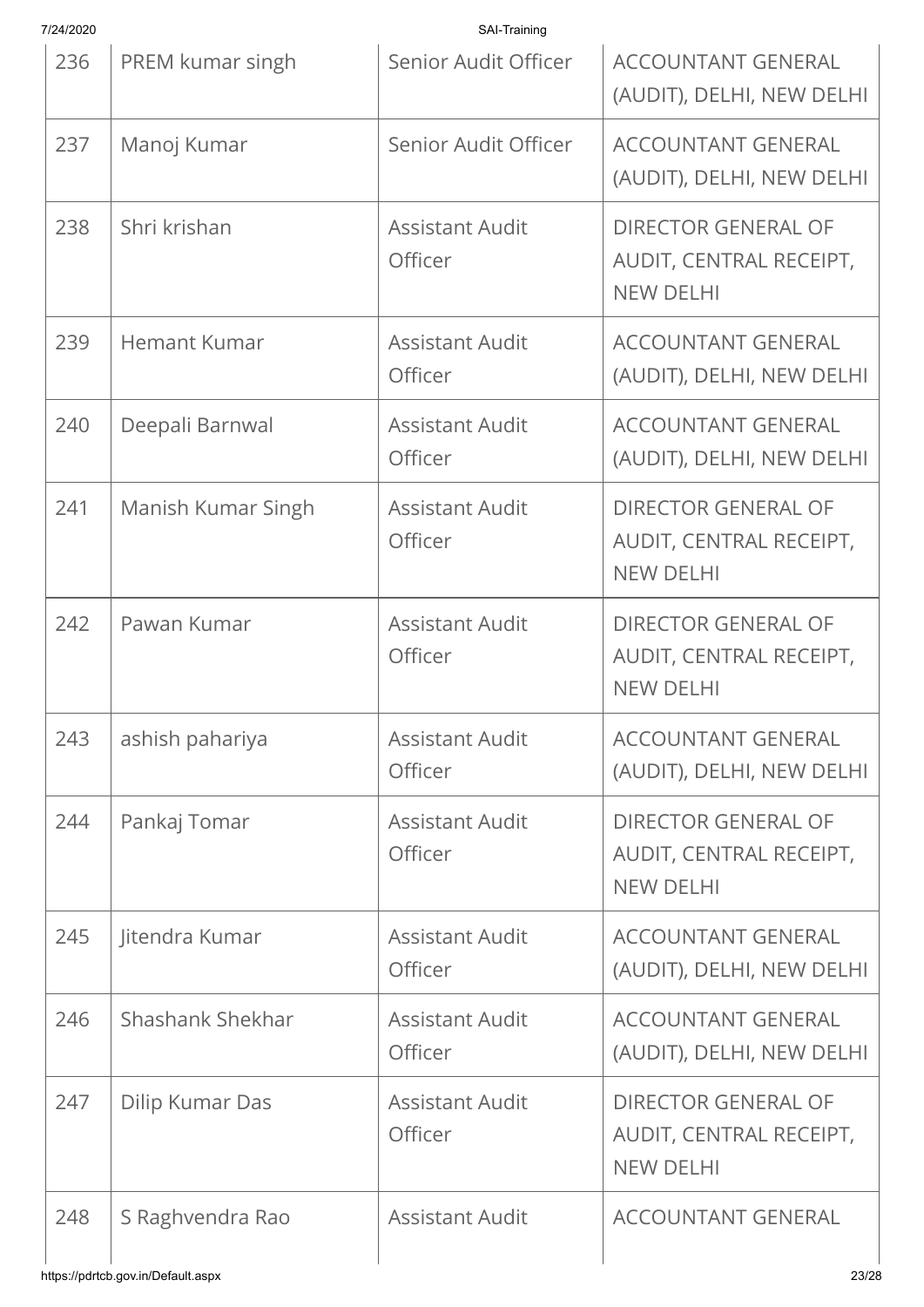| 236 | PREM kumar singh | Senior Audit Officer | ACCOUNTANT GENERAL (AUDIT), DELHI, NEW DELHI |
|---|---|---|---|
| 237 | Manoj Kumar | Senior Audit Officer | ACCOUNTANT GENERAL (AUDIT), DELHI, NEW DELHI |
| 238 | Shri krishan | Assistant Audit Officer | DIRECTOR GENERAL OF AUDIT, CENTRAL RECEIPT, NEW DELHI |
| 239 | Hemant Kumar | Assistant Audit Officer | ACCOUNTANT GENERAL (AUDIT), DELHI, NEW DELHI |
| 240 | Deepali Barnwal | Assistant Audit Officer | ACCOUNTANT GENERAL (AUDIT), DELHI, NEW DELHI |
| 241 | Manish Kumar Singh | Assistant Audit Officer | DIRECTOR GENERAL OF AUDIT, CENTRAL RECEIPT, NEW DELHI |
| 242 | Pawan Kumar | Assistant Audit Officer | DIRECTOR GENERAL OF AUDIT, CENTRAL RECEIPT, NEW DELHI |
| 243 | ashish pahariya | Assistant Audit Officer | ACCOUNTANT GENERAL (AUDIT), DELHI, NEW DELHI |
| 244 | Pankaj Tomar | Assistant Audit Officer | DIRECTOR GENERAL OF AUDIT, CENTRAL RECEIPT, NEW DELHI |
| 245 | Jitendra Kumar | Assistant Audit Officer | ACCOUNTANT GENERAL (AUDIT), DELHI, NEW DELHI |
| 246 | Shashank Shekhar | Assistant Audit Officer | ACCOUNTANT GENERAL (AUDIT), DELHI, NEW DELHI |
| 247 | Dilip Kumar Das | Assistant Audit Officer | DIRECTOR GENERAL OF AUDIT, CENTRAL RECEIPT, NEW DELHI |
| 248 | S Raghvendra Rao | Assistant Audit | ACCOUNTANT GENERAL |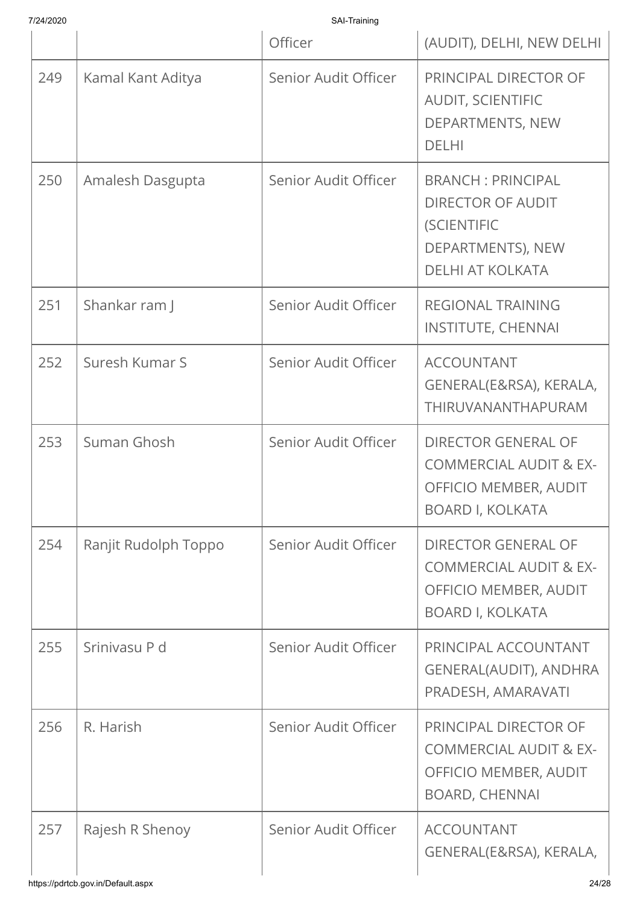| | | Officer | (AUDIT), DELHI, NEW DELHI |
|---|---|---|---|
| 249 | Kamal Kant Aditya | Senior Audit Officer | PRINCIPAL DIRECTOR OF AUDIT, SCIENTIFIC DEPARTMENTS, NEW DELHI |
| 250 | Amalesh Dasgupta | Senior Audit Officer | BRANCH : PRINCIPAL DIRECTOR OF AUDIT (SCIENTIFIC DEPARTMENTS), NEW DELHI AT KOLKATA |
| 251 | Shankar ram J | Senior Audit Officer | REGIONAL TRAINING INSTITUTE, CHENNAI |
| 252 | Suresh Kumar S | Senior Audit Officer | ACCOUNTANT GENERAL(E&RSA), KERALA, THIRUVANANTHAPURAM |
| 253 | Suman Ghosh | Senior Audit Officer | DIRECTOR GENERAL OF COMMERCIAL AUDIT & EX-OFFICIO MEMBER, AUDIT BOARD I, KOLKATA |
| 254 | Ranjit Rudolph Toppo | Senior Audit Officer | DIRECTOR GENERAL OF COMMERCIAL AUDIT & EX-OFFICIO MEMBER, AUDIT BOARD I, KOLKATA |
| 255 | Srinivasu P d | Senior Audit Officer | PRINCIPAL ACCOUNTANT GENERAL(AUDIT), ANDHRA PRADESH, AMARAVATI |
| 256 | R. Harish | Senior Audit Officer | PRINCIPAL DIRECTOR OF COMMERCIAL AUDIT & EX-OFFICIO MEMBER, AUDIT BOARD, CHENNAI |
| 257 | Rajesh R Shenoy | Senior Audit Officer | ACCOUNTANT GENERAL(E&RSA), KERALA, |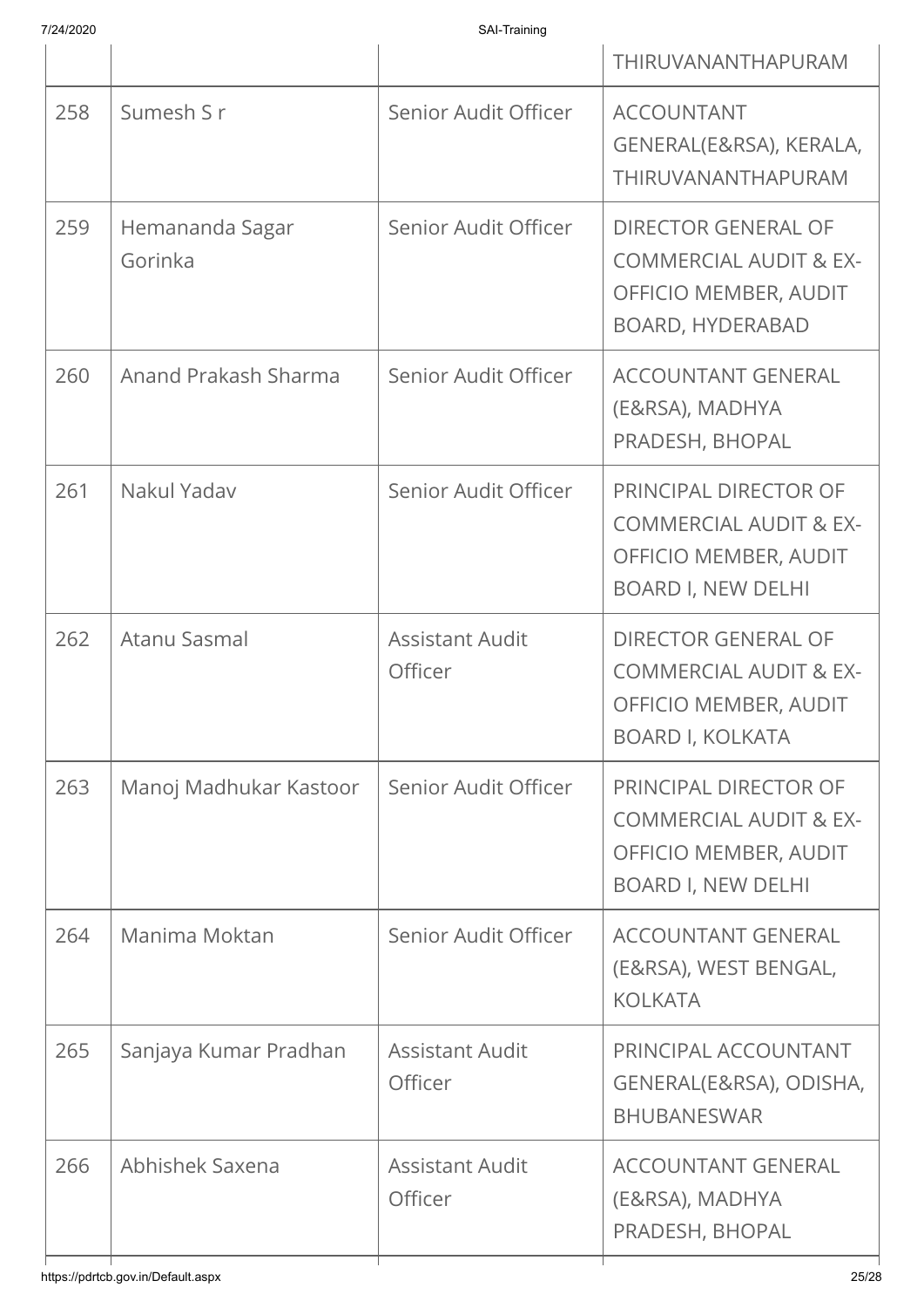| | | | THIRUVANANTHAPURAM |
|---|---|---|---|
| 258 | Sumesh S r | Senior Audit Officer | ACCOUNTANT GENERAL(E&RSA), KERALA, THIRUVANANTHAPURAM |
| 259 | Hemananda Sagar Gorinka | Senior Audit Officer | DIRECTOR GENERAL OF COMMERCIAL AUDIT & EX-OFFICIO MEMBER, AUDIT BOARD, HYDERABAD |
| 260 | Anand Prakash Sharma | Senior Audit Officer | ACCOUNTANT GENERAL (E&RSA), MADHYA PRADESH, BHOPAL |
| 261 | Nakul Yadav | Senior Audit Officer | PRINCIPAL DIRECTOR OF COMMERCIAL AUDIT & EX-OFFICIO MEMBER, AUDIT BOARD I, NEW DELHI |
| 262 | Atanu Sasmal | Assistant Audit Officer | DIRECTOR GENERAL OF COMMERCIAL AUDIT & EX-OFFICIO MEMBER, AUDIT BOARD I, KOLKATA |
| 263 | Manoj Madhukar Kastoor | Senior Audit Officer | PRINCIPAL DIRECTOR OF COMMERCIAL AUDIT & EX-OFFICIO MEMBER, AUDIT BOARD I, NEW DELHI |
| 264 | Manima Moktan | Senior Audit Officer | ACCOUNTANT GENERAL (E&RSA), WEST BENGAL, KOLKATA |
| 265 | Sanjaya Kumar Pradhan | Assistant Audit Officer | PRINCIPAL ACCOUNTANT GENERAL(E&RSA), ODISHA, BHUBANESWAR |
| 266 | Abhishek Saxena | Assistant Audit Officer | ACCOUNTANT GENERAL (E&RSA), MADHYA PRADESH, BHOPAL |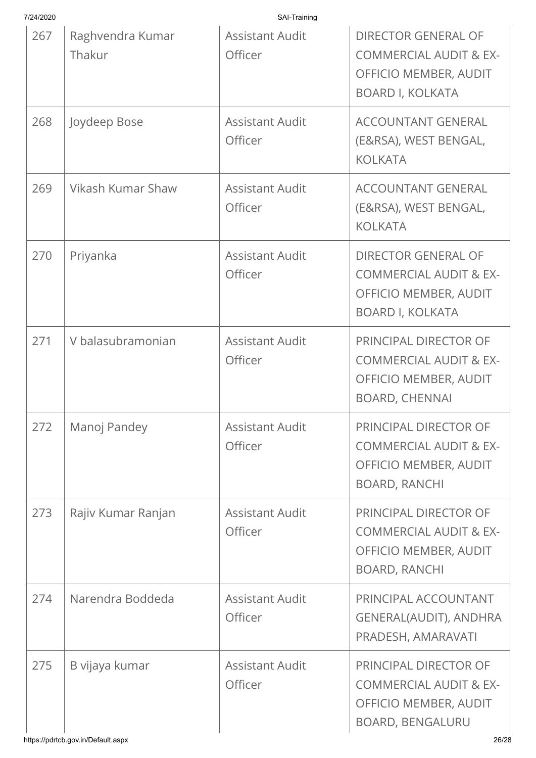| 267 | Raghvendra Kumar Thakur | Assistant Audit Officer | DIRECTOR GENERAL OF COMMERCIAL AUDIT & EX-OFFICIO MEMBER, AUDIT BOARD I, KOLKATA |
|---|---|---|---|
| 268 | Joydeep Bose | Assistant Audit Officer | ACCOUNTANT GENERAL (E&RSA), WEST BENGAL, KOLKATA |
| 269 | Vikash Kumar Shaw | Assistant Audit Officer | ACCOUNTANT GENERAL (E&RSA), WEST BENGAL, KOLKATA |
| 270 | Priyanka | Assistant Audit Officer | DIRECTOR GENERAL OF COMMERCIAL AUDIT & EX-OFFICIO MEMBER, AUDIT BOARD I, KOLKATA |
| 271 | V balasubramonian | Assistant Audit Officer | PRINCIPAL DIRECTOR OF COMMERCIAL AUDIT & EX-OFFICIO MEMBER, AUDIT BOARD, CHENNAI |
| 272 | Manoj Pandey | Assistant Audit Officer | PRINCIPAL DIRECTOR OF COMMERCIAL AUDIT & EX-OFFICIO MEMBER, AUDIT BOARD, RANCHI |
| 273 | Rajiv Kumar Ranjan | Assistant Audit Officer | PRINCIPAL DIRECTOR OF COMMERCIAL AUDIT & EX-OFFICIO MEMBER, AUDIT BOARD, RANCHI |
| 274 | Narendra Boddeda | Assistant Audit Officer | PRINCIPAL ACCOUNTANT GENERAL(AUDIT), ANDHRA PRADESH, AMARAVATI |
| 275 | B vijaya kumar | Assistant Audit Officer | PRINCIPAL DIRECTOR OF COMMERCIAL AUDIT & EX-OFFICIO MEMBER, AUDIT BOARD, BENGALURU |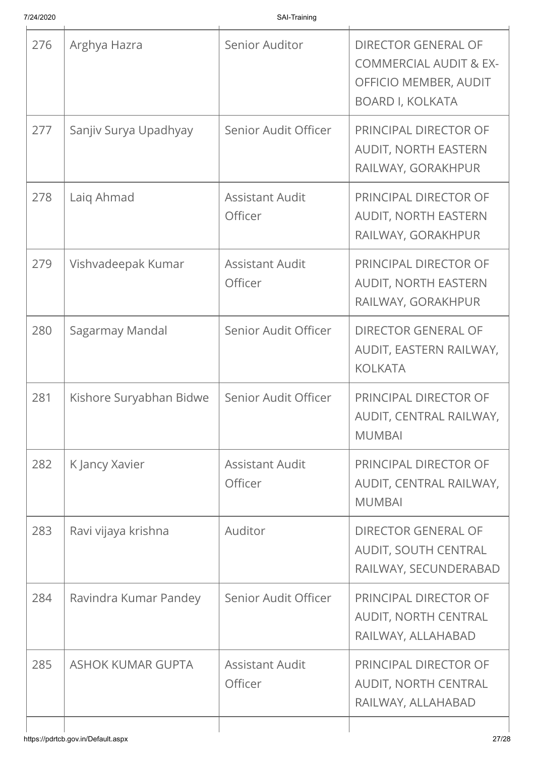| | | | |
|---|---|---|---|
| 276 | Arghya Hazra | Senior Auditor | DIRECTOR GENERAL OF COMMERCIAL AUDIT & EX-OFFICIO MEMBER, AUDIT BOARD I, KOLKATA |
| 277 | Sanjiv Surya Upadhyay | Senior Audit Officer | PRINCIPAL DIRECTOR OF AUDIT, NORTH EASTERN RAILWAY, GORAKHPUR |
| 278 | Laiq Ahmad | Assistant Audit Officer | PRINCIPAL DIRECTOR OF AUDIT, NORTH EASTERN RAILWAY, GORAKHPUR |
| 279 | Vishvadeepak Kumar | Assistant Audit Officer | PRINCIPAL DIRECTOR OF AUDIT, NORTH EASTERN RAILWAY, GORAKHPUR |
| 280 | Sagarmay Mandal | Senior Audit Officer | DIRECTOR GENERAL OF AUDIT, EASTERN RAILWAY, KOLKATA |
| 281 | Kishore Suryabhan Bidwe | Senior Audit Officer | PRINCIPAL DIRECTOR OF AUDIT, CENTRAL RAILWAY, MUMBAI |
| 282 | K Jancy Xavier | Assistant Audit Officer | PRINCIPAL DIRECTOR OF AUDIT, CENTRAL RAILWAY, MUMBAI |
| 283 | Ravi vijaya krishna | Auditor | DIRECTOR GENERAL OF AUDIT, SOUTH CENTRAL RAILWAY, SECUNDERABAD |
| 284 | Ravindra Kumar Pandey | Senior Audit Officer | PRINCIPAL DIRECTOR OF AUDIT, NORTH CENTRAL RAILWAY, ALLAHABAD |
| 285 | ASHOK KUMAR GUPTA | Assistant Audit Officer | PRINCIPAL DIRECTOR OF AUDIT, NORTH CENTRAL RAILWAY, ALLAHABAD |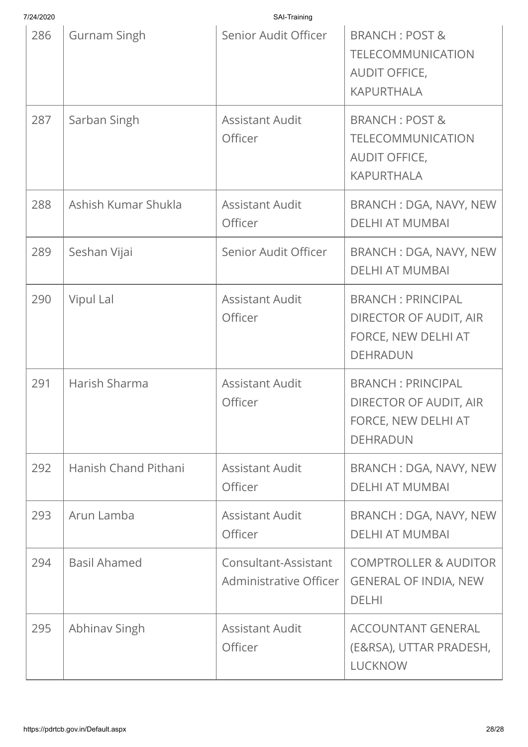| | | | |
|---|---|---|---|
| 286 | Gurnam Singh | Senior Audit Officer | BRANCH : POST & TELECOMMUNICATION AUDIT OFFICE, KAPURTHALA |
| 287 | Sarban Singh | Assistant Audit Officer | BRANCH : POST & TELECOMMUNICATION AUDIT OFFICE, KAPURTHALA |
| 288 | Ashish Kumar Shukla | Assistant Audit Officer | BRANCH : DGA, NAVY, NEW DELHI AT MUMBAI |
| 289 | Seshan Vijai | Senior Audit Officer | BRANCH : DGA, NAVY, NEW DELHI AT MUMBAI |
| 290 | Vipul Lal | Assistant Audit Officer | BRANCH : PRINCIPAL DIRECTOR OF AUDIT, AIR FORCE, NEW DELHI AT DEHRADUN |
| 291 | Harish Sharma | Assistant Audit Officer | BRANCH : PRINCIPAL DIRECTOR OF AUDIT, AIR FORCE, NEW DELHI AT DEHRADUN |
| 292 | Hanish Chand Pithani | Assistant Audit Officer | BRANCH : DGA, NAVY, NEW DELHI AT MUMBAI |
| 293 | Arun Lamba | Assistant Audit Officer | BRANCH : DGA, NAVY, NEW DELHI AT MUMBAI |
| 294 | Basil Ahamed | Consultant-Assistant Administrative Officer | COMPTROLLER & AUDITOR GENERAL OF INDIA, NEW DELHI |
| 295 | Abhinav Singh | Assistant Audit Officer | ACCOUNTANT GENERAL (E&RSA), UTTAR PRADESH, LUCKNOW |